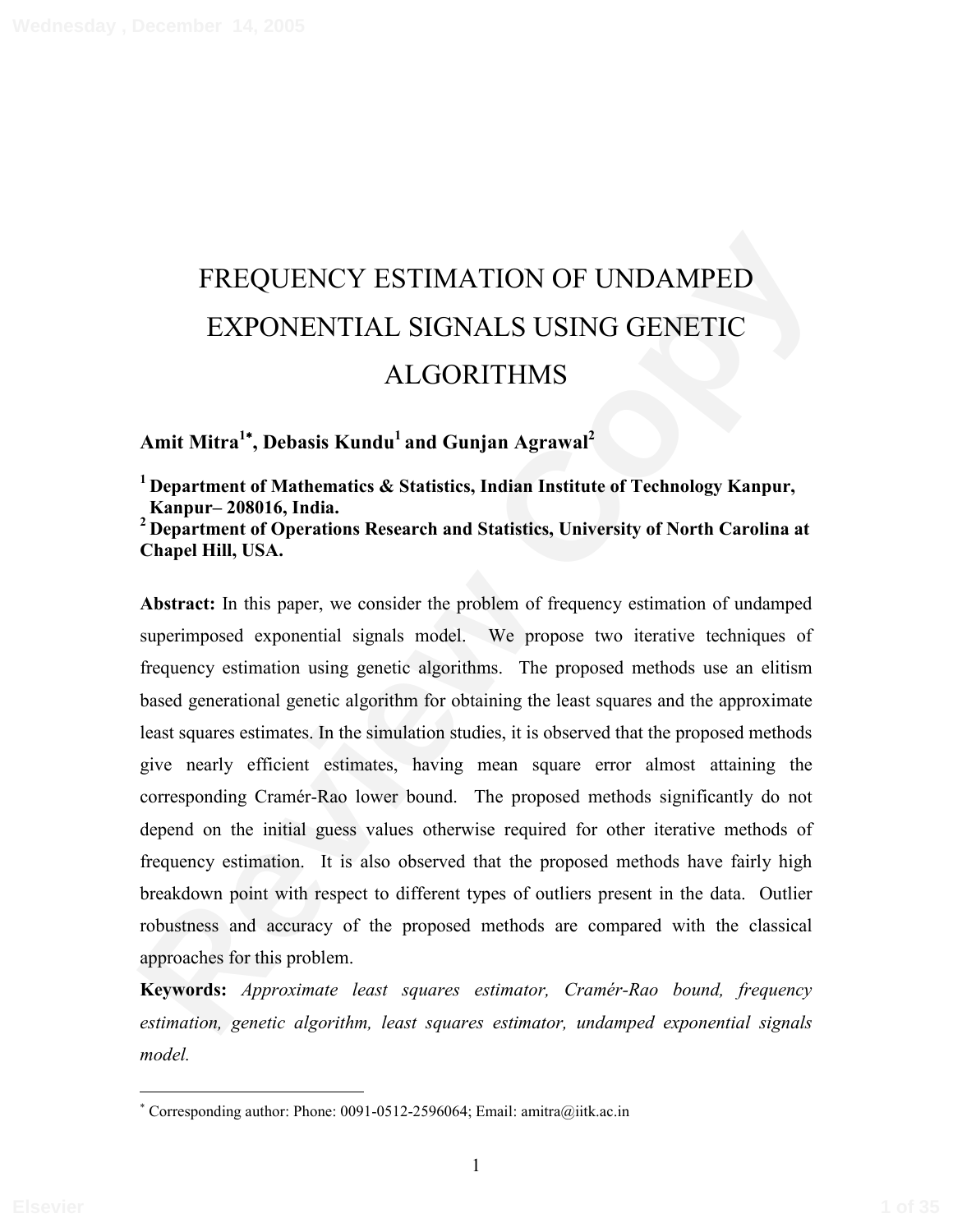# FREQUENCY ESTIMATION OF UNDAMPED EXPONENTIAL SIGNALS USING GENETIC ALGORITHMS

**Amit Mitra[1*], Debasis Kundu[1] and Gunjan Agrawal[2]**

**[1] Department of Mathematics & Statistics, Indian Institute of Technology Kanpur, Kanpur– 208016, India.**
**[2] Department of Operations Research and Statistics, University of North Carolina at Chapel Hill, USA.**

**Abstract:** In this paper, we consider the problem of frequency estimation of undamped superimposed exponential signals model. We propose two iterative techniques of frequency estimation using genetic algorithms. The proposed methods use an elitism based generational genetic algorithm for obtaining the least squares and the approximate least squares estimates. In the simulation studies, it is observed that the proposed methods give nearly efficient estimates, having mean square error almost attaining the corresponding Cramér-Rao lower bound. The proposed methods significantly do not depend on the initial guess values otherwise required for other iterative methods of frequency estimation. It is also observed that the proposed methods have fairly high breakdown point with respect to different types of outliers present in the data. Outlier robustness and accuracy of the proposed methods are compared with the classical approaches for this problem.

**Keywords:** *Approximate least squares estimator, Cramér-Rao bound, frequency estimation, genetic algorithm, least squares estimator, undamped exponential signals model.*

---

[*] Corresponding author: Phone: 0091-0512-2596064; Email: amitra@iitk.ac.in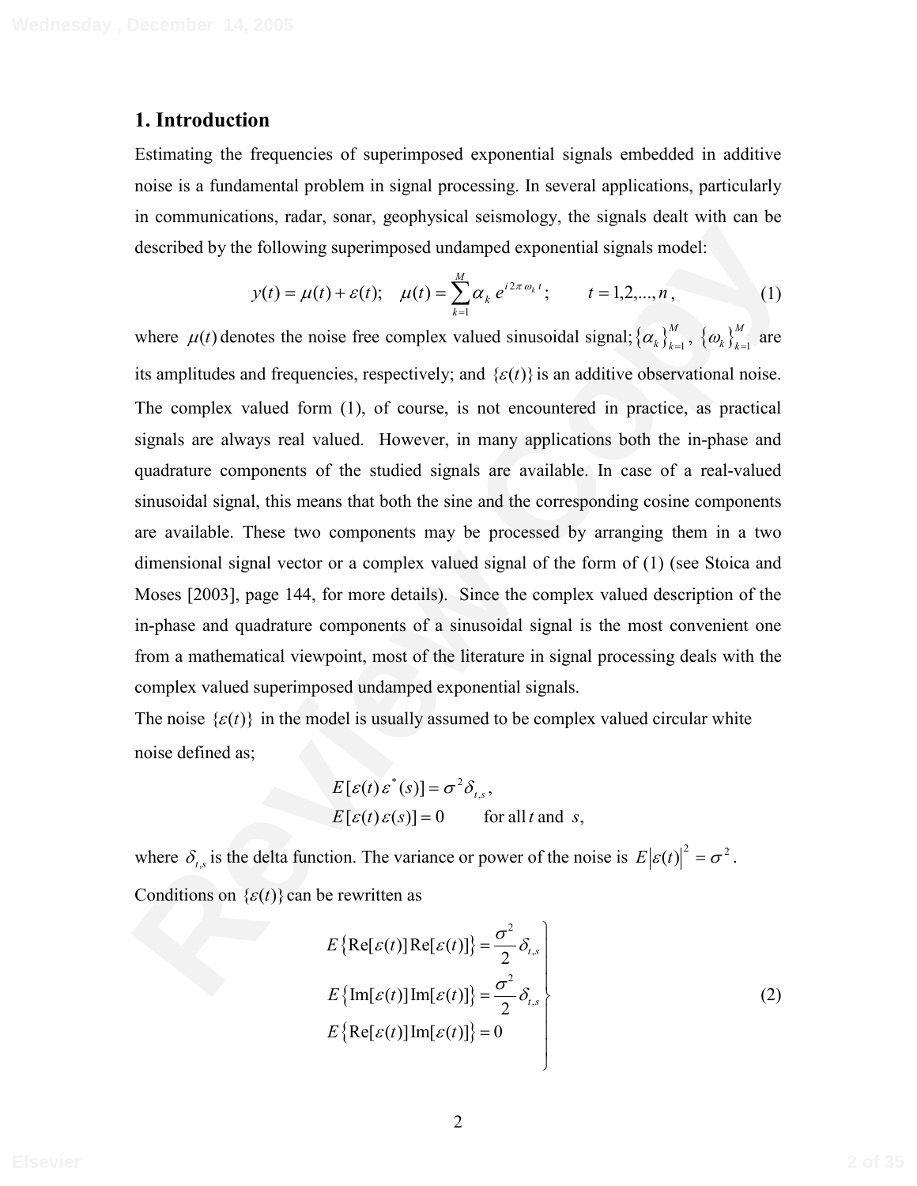## 1. Introduction

Estimating the frequencies of superimposed exponential signals embedded in additive noise is a fundamental problem in signal processing. In several applications, particularly in communications, radar, sonar, geophysical seismology, the signals dealt with can be described by the following superimposed undamped exponential signals model:

$$y(t) = \mu(t) + \varepsilon(t); \quad \mu(t) = \sum_{k=1}^{M} \alpha_k \, e^{i 2\pi \omega_k t}; \qquad t = 1,2,...,n, \tag{1}$$

where $\mu(t)$ denotes the noise free complex valued sinusoidal signal; $\{\alpha_k\}_{k=1}^{M}$, $\{\omega_k\}_{k=1}^{M}$ are its amplitudes and frequencies, respectively; and $\{\varepsilon(t)\}$ is an additive observational noise. The complex valued form (1), of course, is not encountered in practice, as practical signals are always real valued. However, in many applications both the in-phase and quadrature components of the studied signals are available. In case of a real-valued sinusoidal signal, this means that both the sine and the corresponding cosine components are available. These two components may be processed by arranging them in a two dimensional signal vector or a complex valued signal of the form of (1) (see Stoica and Moses [2003], page 144, for more details). Since the complex valued description of the in-phase and quadrature components of a sinusoidal signal is the most convenient one from a mathematical viewpoint, most of the literature in signal processing deals with the complex valued superimposed undamped exponential signals.

The noise $\{\varepsilon(t)\}$ in the model is usually assumed to be complex valued circular white noise defined as;

$$E[\varepsilon(t)\,\varepsilon^*(s)] = \sigma^2 \delta_{t,s},$$
$$E[\varepsilon(t)\,\varepsilon(s)] = 0 \qquad \text{for all } t \text{ and } s,$$

where $\delta_{t,s}$ is the delta function. The variance or power of the noise is $E\left|\varepsilon(t)\right|^2 = \sigma^2$.

Conditions on $\{\varepsilon(t)\}$ can be rewritten as

$$\left.\begin{aligned} &E\left\{\mathrm{Re}[\varepsilon(t)]\,\mathrm{Re}[\varepsilon(t)]\right\} = \frac{\sigma^2}{2}\delta_{t,s} \\ &E\left\{\mathrm{Im}[\varepsilon(t)]\,\mathrm{Im}[\varepsilon(t)]\right\} = \frac{\sigma^2}{2}\delta_{t,s} \\ &E\left\{\mathrm{Re}[\varepsilon(t)]\,\mathrm{Im}[\varepsilon(t)]\right\} = 0 \end{aligned}\right\} \tag{2}$$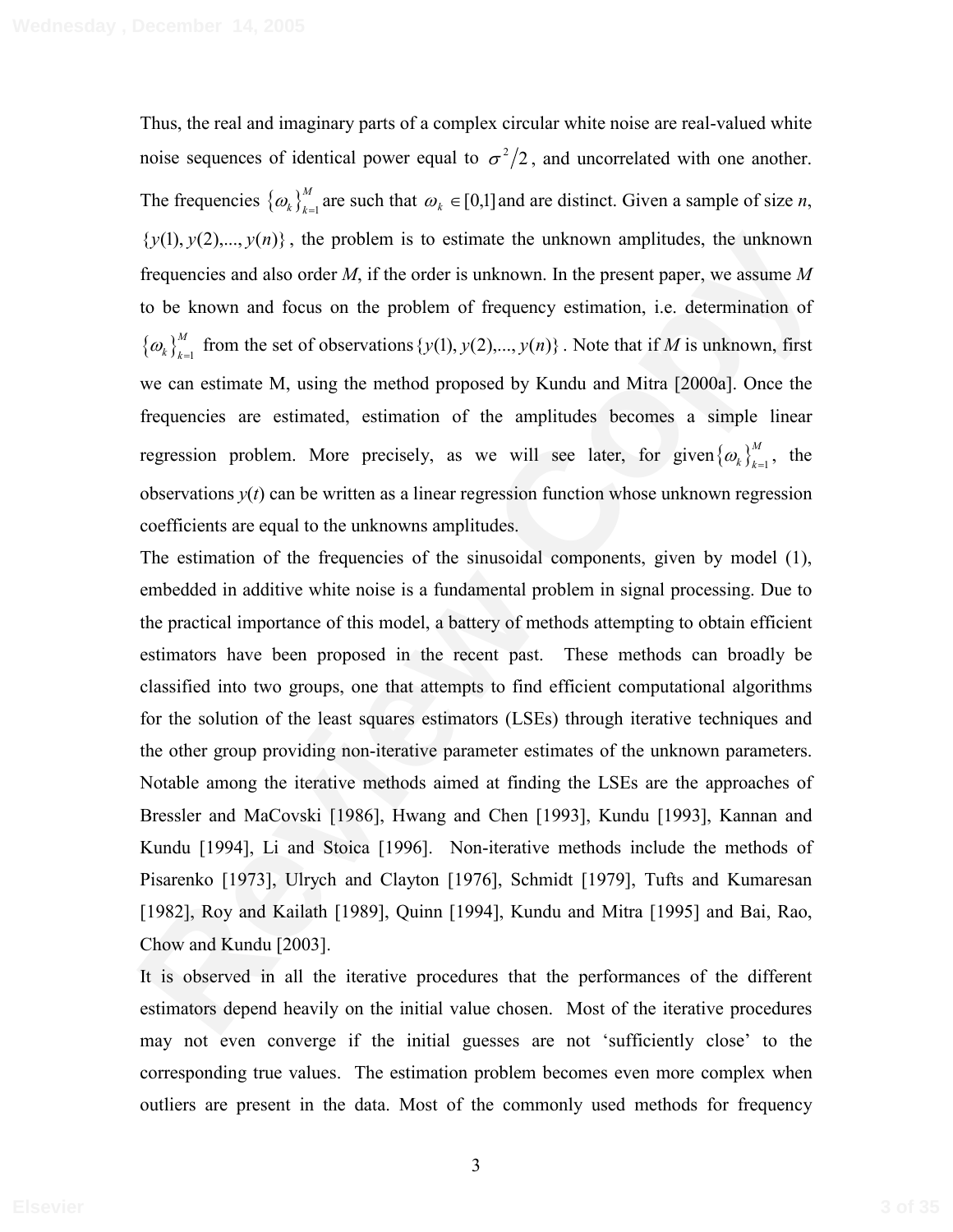Thus, the real and imaginary parts of a complex circular white noise are real-valued white noise sequences of identical power equal to $\sigma^2/2$, and uncorrelated with one another. The frequencies $\{\omega_k\}_{k=1}^{M}$ are such that $\omega_k \in [0,1]$ and are distinct. Given a sample of size *n*, $\{y(1), y(2),..., y(n)\}$, the problem is to estimate the unknown amplitudes, the unknown frequencies and also order *M*, if the order is unknown. In the present paper, we assume *M* to be known and focus on the problem of frequency estimation, i.e. determination of $\{\omega_k\}_{k=1}^{M}$ from the set of observations $\{y(1), y(2),..., y(n)\}$. Note that if *M* is unknown, first we can estimate M, using the method proposed by Kundu and Mitra [2000a]. Once the frequencies are estimated, estimation of the amplitudes becomes a simple linear regression problem. More precisely, as we will see later, for given $\{\omega_k\}_{k=1}^{M}$, the observations *y*(*t*) can be written as a linear regression function whose unknown regression coefficients are equal to the unknowns amplitudes.

The estimation of the frequencies of the sinusoidal components, given by model (1), embedded in additive white noise is a fundamental problem in signal processing. Due to the practical importance of this model, a battery of methods attempting to obtain efficient estimators have been proposed in the recent past. These methods can broadly be classified into two groups, one that attempts to find efficient computational algorithms for the solution of the least squares estimators (LSEs) through iterative techniques and the other group providing non-iterative parameter estimates of the unknown parameters. Notable among the iterative methods aimed at finding the LSEs are the approaches of Bressler and MaCovski [1986], Hwang and Chen [1993], Kundu [1993], Kannan and Kundu [1994], Li and Stoica [1996]. Non-iterative methods include the methods of Pisarenko [1973], Ulrych and Clayton [1976], Schmidt [1979], Tufts and Kumaresan [1982], Roy and Kailath [1989], Quinn [1994], Kundu and Mitra [1995] and Bai, Rao, Chow and Kundu [2003].

It is observed in all the iterative procedures that the performances of the different estimators depend heavily on the initial value chosen. Most of the iterative procedures may not even converge if the initial guesses are not 'sufficiently close' to the corresponding true values. The estimation problem becomes even more complex when outliers are present in the data. Most of the commonly used methods for frequency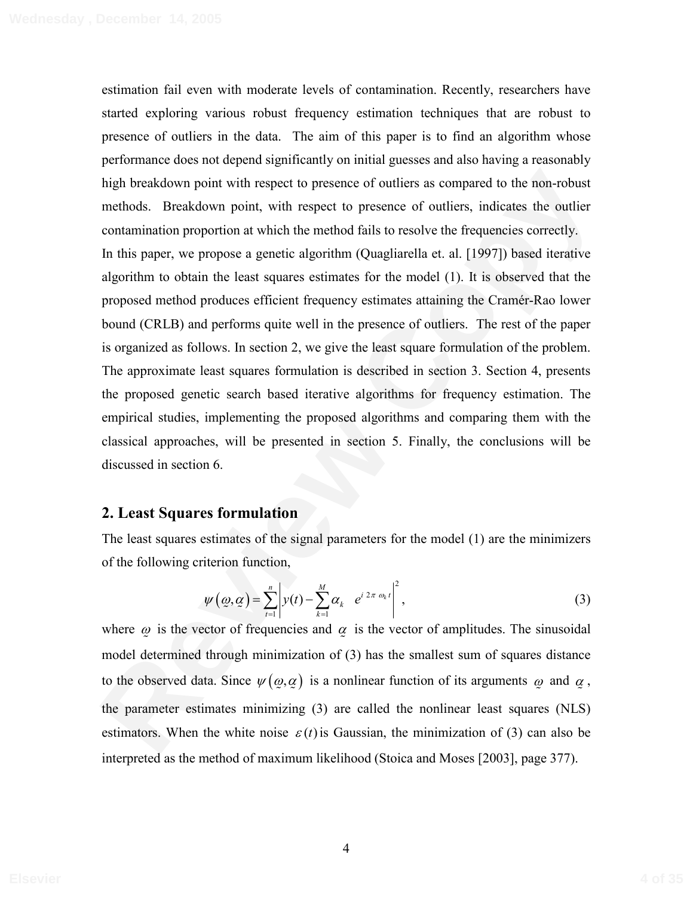estimation fail even with moderate levels of contamination. Recently, researchers have started exploring various robust frequency estimation techniques that are robust to presence of outliers in the data. The aim of this paper is to find an algorithm whose performance does not depend significantly on initial guesses and also having a reasonably high breakdown point with respect to presence of outliers as compared to the non-robust methods. Breakdown point, with respect to presence of outliers, indicates the outlier contamination proportion at which the method fails to resolve the frequencies correctly.

In this paper, we propose a genetic algorithm (Quagliarella et. al. [1997]) based iterative algorithm to obtain the least squares estimates for the model (1). It is observed that the proposed method produces efficient frequency estimates attaining the Cramér-Rao lower bound (CRLB) and performs quite well in the presence of outliers. The rest of the paper is organized as follows. In section 2, we give the least square formulation of the problem. The approximate least squares formulation is described in section 3. Section 4, presents the proposed genetic search based iterative algorithms for frequency estimation. The empirical studies, implementing the proposed algorithms and comparing them with the classical approaches, will be presented in section 5. Finally, the conclusions will be discussed in section 6.

## 2. Least Squares formulation

The least squares estimates of the signal parameters for the model (1) are the minimizers of the following criterion function,

$$\psi\left(\underset{\sim}{\omega},\underset{\sim}{\alpha}\right)=\sum_{t=1}^{n}\left|y(t)-\sum_{k=1}^{M}\alpha_k \quad e^{i\;2\pi\;\omega_k t}\right|^2, \tag{3}$$

where $\underset{\sim}{\omega}$ is the vector of frequencies and $\underset{\sim}{\alpha}$ is the vector of amplitudes. The sinusoidal model determined through minimization of (3) has the smallest sum of squares distance to the observed data. Since $\psi\left(\underset{\sim}{\omega},\underset{\sim}{\alpha}\right)$ is a nonlinear function of its arguments $\underset{\sim}{\omega}$ and $\underset{\sim}{\alpha}$, the parameter estimates minimizing (3) are called the nonlinear least squares (NLS) estimators. When the white noise $\varepsilon(t)$ is Gaussian, the minimization of (3) can also be interpreted as the method of maximum likelihood (Stoica and Moses [2003], page 377).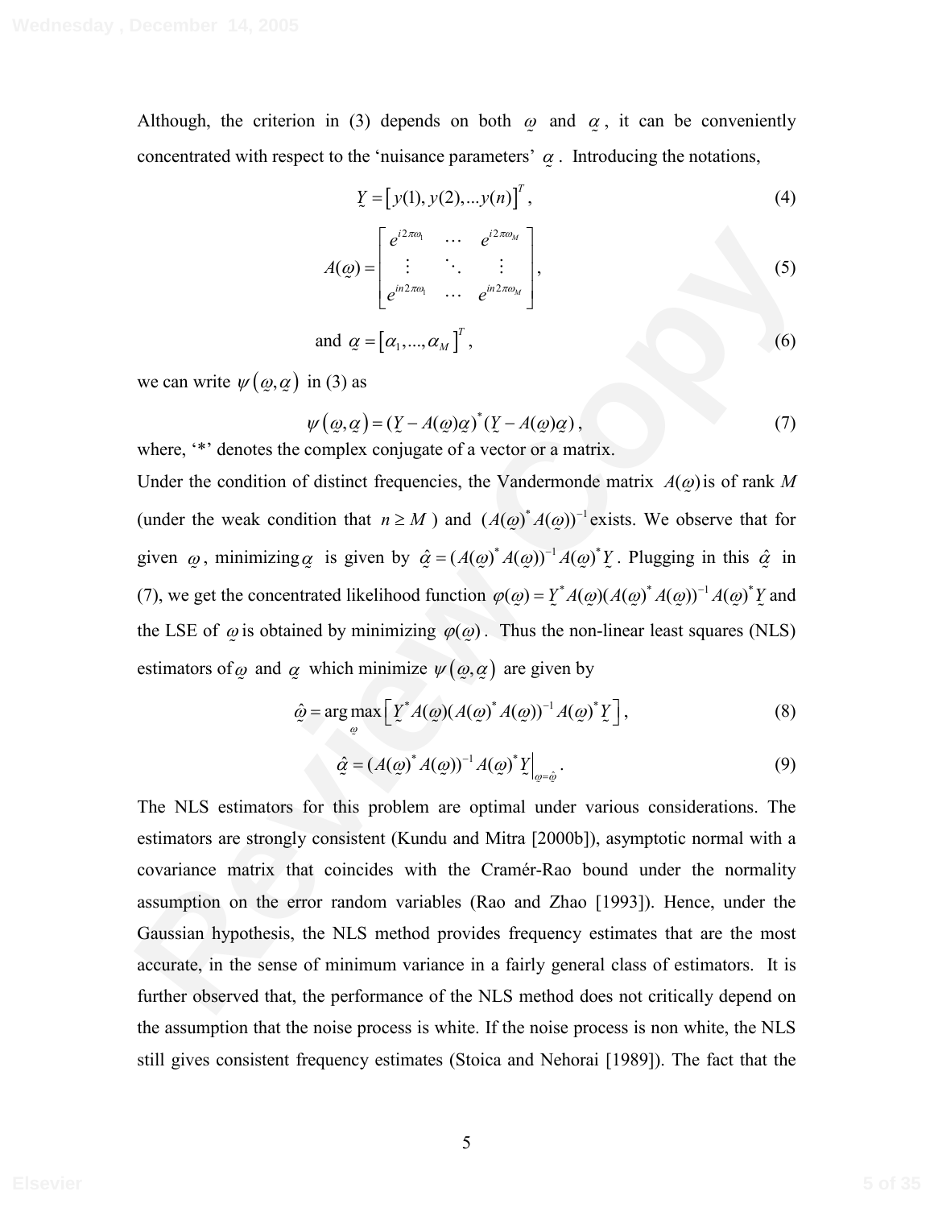Although, the criterion in (3) depends on both $\underset{\sim}{\omega}$ and $\underset{\sim}{\alpha}$, it can be conveniently concentrated with respect to the 'nuisance parameters' $\underset{\sim}{\alpha}$. Introducing the notations,

$$\underset{\sim}{Y} = \left[ y(1), y(2), ... y(n) \right]^T, \tag{4}$$

$$A(\underset{\sim}{\omega}) = \begin{bmatrix} e^{i2\pi\omega_1} & \cdots & e^{i2\pi\omega_M} \\ \vdots & \ddots & \vdots \\ e^{in2\pi\omega_1} & \cdots & e^{in2\pi\omega_M} \end{bmatrix}, \tag{5}$$

$$\text{and } \underset{\sim}{\alpha} = \left[ \alpha_1, ..., \alpha_M \right]^T, \tag{6}$$

we can write $\psi\left(\underset{\sim}{\omega}, \underset{\sim}{\alpha}\right)$ in (3) as

$$\psi\left(\underset{\sim}{\omega}, \underset{\sim}{\alpha}\right) = (\underset{\sim}{Y} - A(\underset{\sim}{\omega})\underset{\sim}{\alpha})^* (\underset{\sim}{Y} - A(\underset{\sim}{\omega})\underset{\sim}{\alpha}), \tag{7}$$

where, '*' denotes the complex conjugate of a vector or a matrix.

Under the condition of distinct frequencies, the Vandermonde matrix $A(\underset{\sim}{\omega})$ is of rank $M$ (under the weak condition that $n \geq M$) and $(A(\underset{\sim}{\omega})^* A(\underset{\sim}{\omega}))^{-1}$ exists. We observe that for given $\underset{\sim}{\omega}$, minimizing $\underset{\sim}{\alpha}$ is given by $\hat{\underset{\sim}{\alpha}} = (A(\underset{\sim}{\omega})^* A(\underset{\sim}{\omega}))^{-1} A(\underset{\sim}{\omega})^* \underset{\sim}{Y}$. Plugging in this $\hat{\underset{\sim}{\alpha}}$ in (7), we get the concentrated likelihood function $\varphi(\underset{\sim}{\omega}) = \underset{\sim}{Y}^* A(\underset{\sim}{\omega})(A(\underset{\sim}{\omega})^* A(\underset{\sim}{\omega}))^{-1} A(\underset{\sim}{\omega})^* \underset{\sim}{Y}$ and the LSE of $\underset{\sim}{\omega}$ is obtained by minimizing $\varphi(\underset{\sim}{\omega})$. Thus the non-linear least squares (NLS) estimators of $\underset{\sim}{\omega}$ and $\underset{\sim}{\alpha}$ which minimize $\psi\left(\underset{\sim}{\omega}, \underset{\sim}{\alpha}\right)$ are given by

$$\hat{\underset{\sim}{\omega}} = \arg\max_{\underset{\sim}{\omega}} \left[ \underset{\sim}{Y}^* A(\underset{\sim}{\omega})(A(\underset{\sim}{\omega})^* A(\underset{\sim}{\omega}))^{-1} A(\underset{\sim}{\omega})^* \underset{\sim}{Y} \right], \tag{8}$$

$$\hat{\underset{\sim}{\alpha}} = (A(\underset{\sim}{\omega})^* A(\underset{\sim}{\omega}))^{-1} A(\underset{\sim}{\omega})^* \underset{\sim}{Y} \Big|_{\underset{\sim}{\omega} = \hat{\underset{\sim}{\omega}}}. \tag{9}$$

The NLS estimators for this problem are optimal under various considerations. The estimators are strongly consistent (Kundu and Mitra [2000b]), asymptotic normal with a covariance matrix that coincides with the Cramér-Rao bound under the normality assumption on the error random variables (Rao and Zhao [1993]). Hence, under the Gaussian hypothesis, the NLS method provides frequency estimates that are the most accurate, in the sense of minimum variance in a fairly general class of estimators. It is further observed that, the performance of the NLS method does not critically depend on the assumption that the noise process is white. If the noise process is non white, the NLS still gives consistent frequency estimates (Stoica and Nehorai [1989]). The fact that the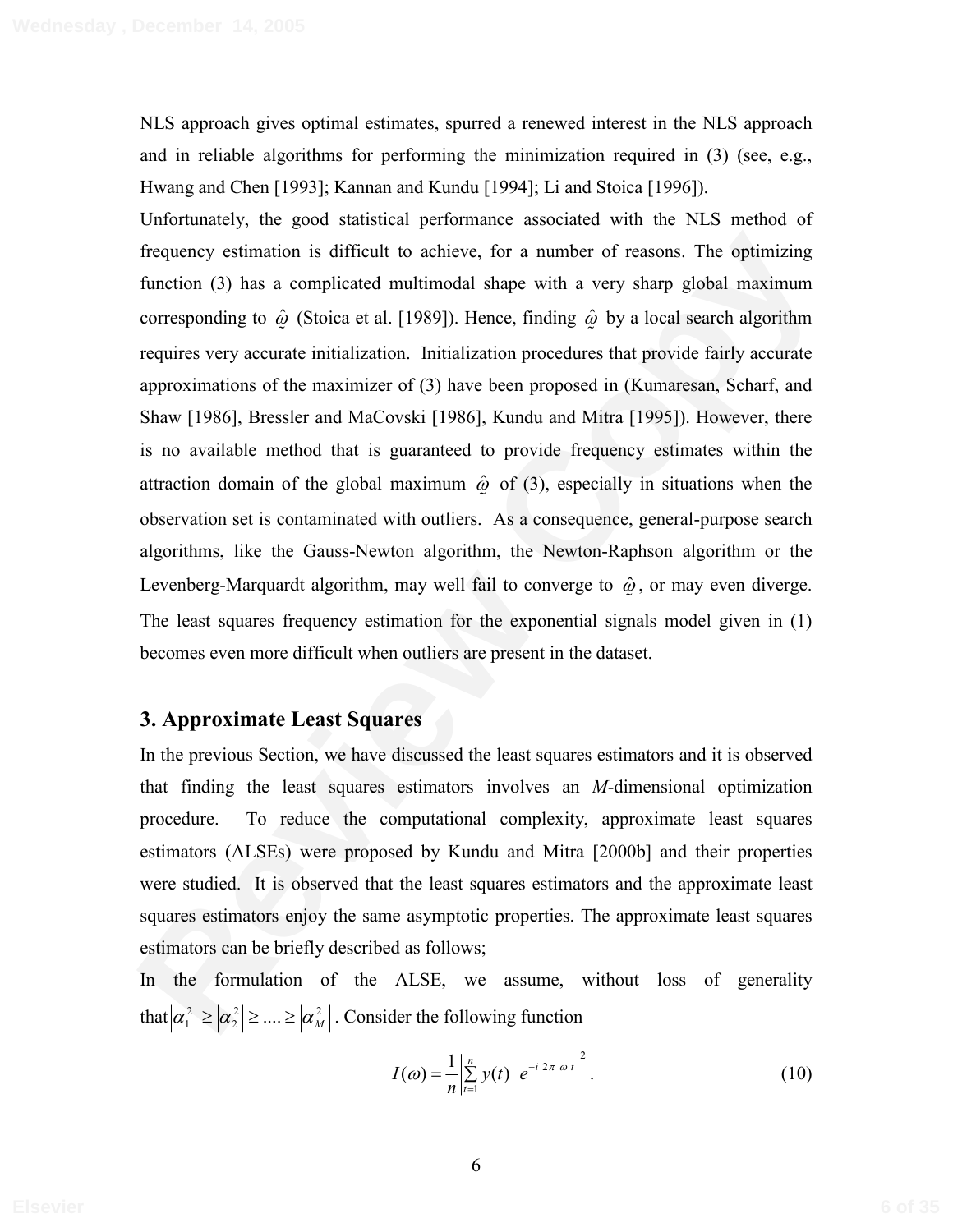NLS approach gives optimal estimates, spurred a renewed interest in the NLS approach and in reliable algorithms for performing the minimization required in (3) (see, e.g., Hwang and Chen [1993]; Kannan and Kundu [1994]; Li and Stoica [1996]).

Unfortunately, the good statistical performance associated with the NLS method of frequency estimation is difficult to achieve, for a number of reasons. The optimizing function (3) has a complicated multimodal shape with a very sharp global maximum corresponding to $\hat{\underset{\sim}{\omega}}$ (Stoica et al. [1989]). Hence, finding $\hat{\underset{\sim}{\omega}}$ by a local search algorithm requires very accurate initialization. Initialization procedures that provide fairly accurate approximations of the maximizer of (3) have been proposed in (Kumaresan, Scharf, and Shaw [1986], Bressler and MaCovski [1986], Kundu and Mitra [1995]). However, there is no available method that is guaranteed to provide frequency estimates within the attraction domain of the global maximum $\hat{\underset{\sim}{\omega}}$ of (3), especially in situations when the observation set is contaminated with outliers. As a consequence, general-purpose search algorithms, like the Gauss-Newton algorithm, the Newton-Raphson algorithm or the Levenberg-Marquardt algorithm, may well fail to converge to $\hat{\underset{\sim}{\omega}}$, or may even diverge. The least squares frequency estimation for the exponential signals model given in (1) becomes even more difficult when outliers are present in the dataset.

## 3. Approximate Least Squares

In the previous Section, we have discussed the least squares estimators and it is observed that finding the least squares estimators involves an *M*-dimensional optimization procedure. To reduce the computational complexity, approximate least squares estimators (ALSEs) were proposed by Kundu and Mitra [2000b] and their properties were studied. It is observed that the least squares estimators and the approximate least squares estimators enjoy the same asymptotic properties. The approximate least squares estimators can be briefly described as follows;

In the formulation of the ALSE, we assume, without loss of generality that $\left|\alpha_1^2\right| \geq \left|\alpha_2^2\right| \geq .... \geq \left|\alpha_M^2\right|$. Consider the following function

$$I(\omega) = \frac{1}{n}\left|\sum_{t=1}^{n} y(t)\ e^{-i\,2\pi\,\omega\,t}\right|^2. \tag{10}$$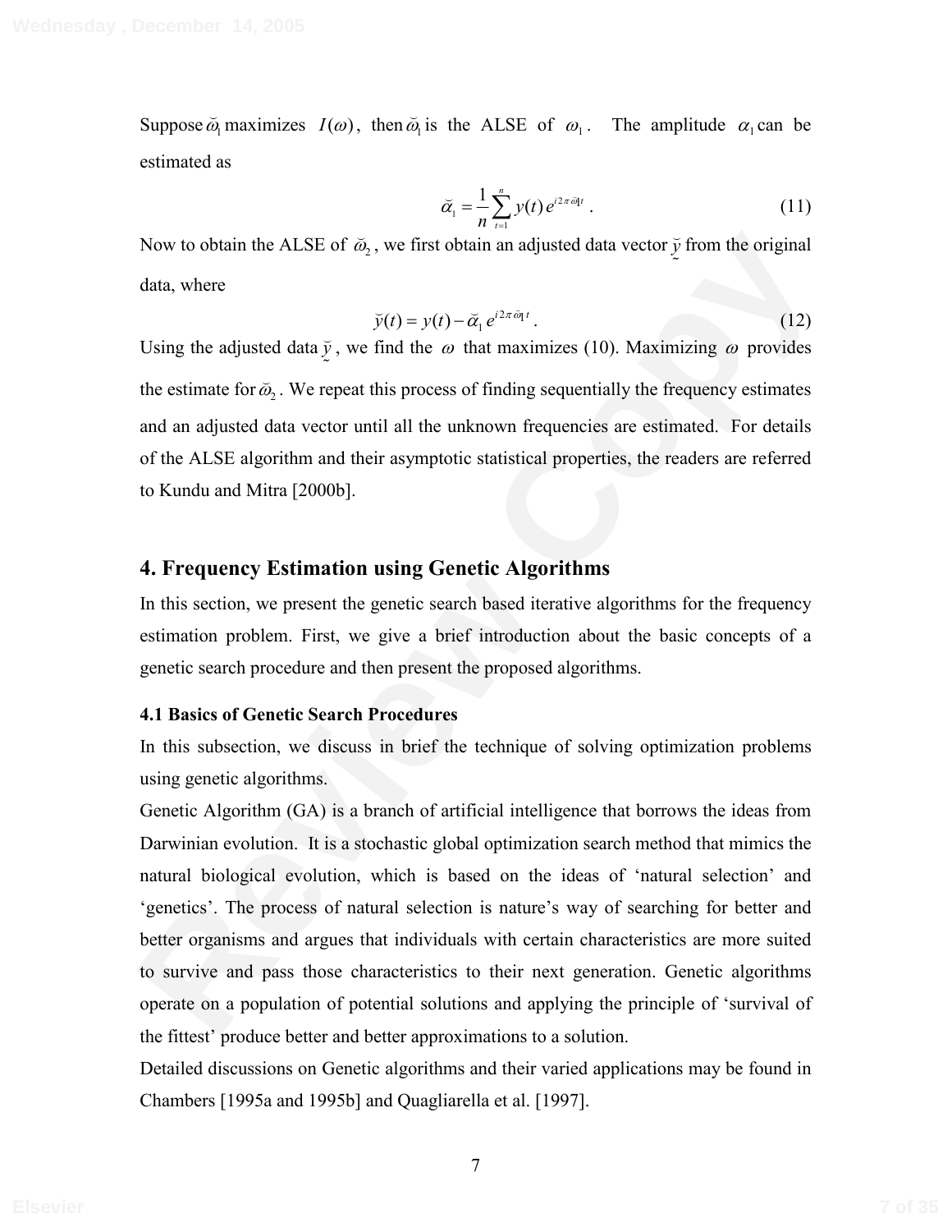Suppose $\breve{\omega}_1$ maximizes $I(\omega)$, then $\breve{\omega}_1$ is the ALSE of $\omega_1$. The amplitude $\alpha_1$ can be estimated as

$$\breve{\alpha}_1 = \frac{1}{n}\sum_{t=1}^{n} y(t)\, e^{i 2\pi \breve{\omega}_1 t} \,. \tag{11}$$

Now to obtain the ALSE of $\breve{\omega}_2$, we first obtain an adjusted data vector $\underset{\sim}{\breve{y}}$ from the original data, where

$$\breve{y}(t) = y(t) - \breve{\alpha}_1\, e^{i 2\pi \breve{\omega}_1 t} \,. \tag{12}$$

Using the adjusted data $\underset{\sim}{\breve{y}}$, we find the $\omega$ that maximizes (10). Maximizing $\omega$ provides the estimate for $\breve{\omega}_2$. We repeat this process of finding sequentially the frequency estimates and an adjusted data vector until all the unknown frequencies are estimated. For details of the ALSE algorithm and their asymptotic statistical properties, the readers are referred to Kundu and Mitra [2000b].

## 4. Frequency Estimation using Genetic Algorithms

In this section, we present the genetic search based iterative algorithms for the frequency estimation problem. First, we give a brief introduction about the basic concepts of a genetic search procedure and then present the proposed algorithms.

### 4.1 Basics of Genetic Search Procedures

In this subsection, we discuss in brief the technique of solving optimization problems using genetic algorithms.

Genetic Algorithm (GA) is a branch of artificial intelligence that borrows the ideas from Darwinian evolution. It is a stochastic global optimization search method that mimics the natural biological evolution, which is based on the ideas of 'natural selection' and 'genetics'. The process of natural selection is nature's way of searching for better and better organisms and argues that individuals with certain characteristics are more suited to survive and pass those characteristics to their next generation. Genetic algorithms operate on a population of potential solutions and applying the principle of 'survival of the fittest' produce better and better approximations to a solution.

Detailed discussions on Genetic algorithms and their varied applications may be found in Chambers [1995a and 1995b] and Quagliarella et al. [1997].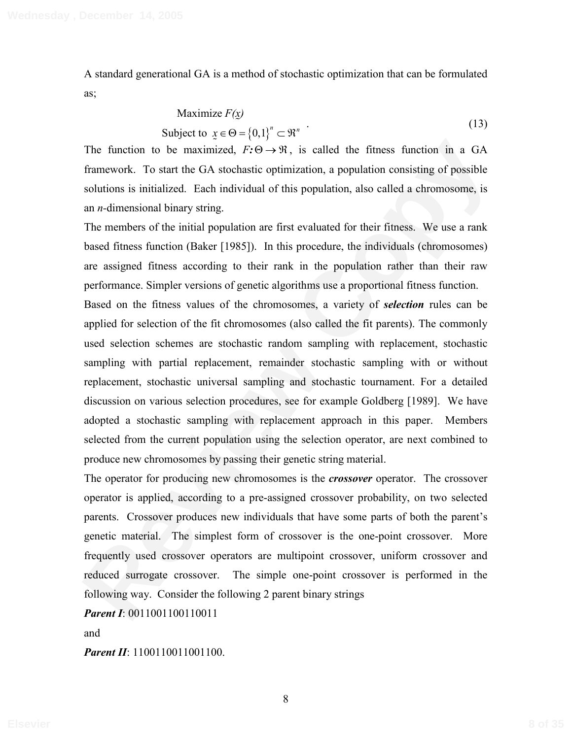A standard generational GA is a method of stochastic optimization that can be formulated as;

$$\begin{aligned} &\text{Maximize } F(x) \\ &\text{Subject to } \underset{\sim}{x} \in \Theta = \{0,1\}^n \subset \Re^n \end{aligned} \tag{13}$$

The function to be maximized, $F\!: \Theta \rightarrow \Re$, is called the fitness function in a GA framework. To start the GA stochastic optimization, a population consisting of possible solutions is initialized. Each individual of this population, also called a chromosome, is an $n$-dimensional binary string.

The members of the initial population are first evaluated for their fitness. We use a rank based fitness function (Baker [1985]). In this procedure, the individuals (chromosomes) are assigned fitness according to their rank in the population rather than their raw performance. Simpler versions of genetic algorithms use a proportional fitness function.

Based on the fitness values of the chromosomes, a variety of ***selection*** rules can be applied for selection of the fit chromosomes (also called the fit parents). The commonly used selection schemes are stochastic random sampling with replacement, stochastic sampling with partial replacement, remainder stochastic sampling with or without replacement, stochastic universal sampling and stochastic tournament. For a detailed discussion on various selection procedures, see for example Goldberg [1989]. We have adopted a stochastic sampling with replacement approach in this paper. Members selected from the current population using the selection operator, are next combined to produce new chromosomes by passing their genetic string material.

The operator for producing new chromosomes is the ***crossover*** operator. The crossover operator is applied, according to a pre-assigned crossover probability, on two selected parents. Crossover produces new individuals that have some parts of both the parent's genetic material. The simplest form of crossover is the one-point crossover. More frequently used crossover operators are multipoint crossover, uniform crossover and reduced surrogate crossover. The simple one-point crossover is performed in the following way. Consider the following 2 parent binary strings

***Parent I***: 0011001100110011

and

***Parent II***: 1100110011001100.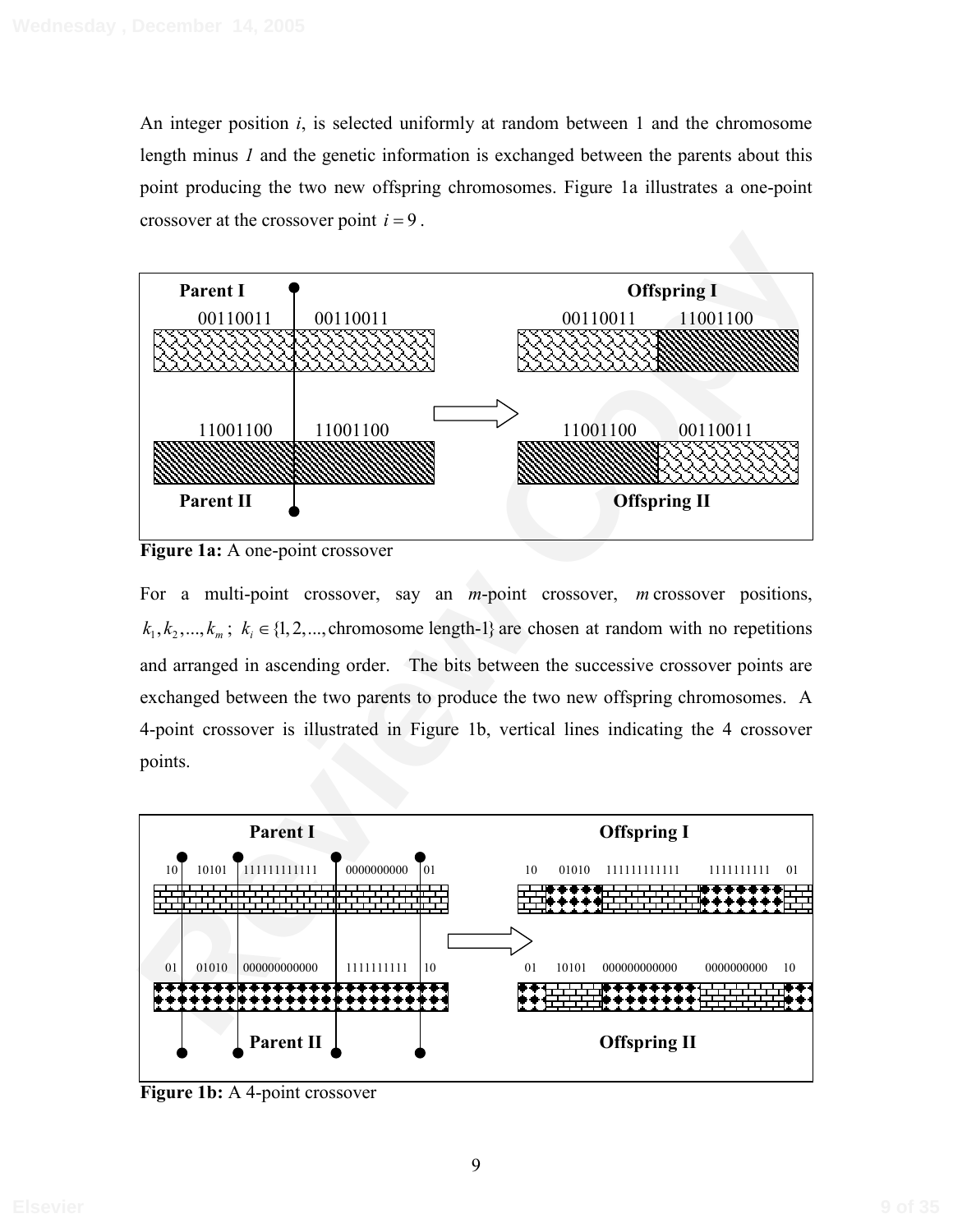An integer position *i*, is selected uniformly at random between 1 and the chromosome length minus *1* and the genetic information is exchanged between the parents about this point producing the two new offspring chromosomes. Figure 1a illustrates a one-point crossover at the crossover point $i = 9$.

**Figure 1a:** A one-point crossover

For a multi-point crossover, say an *m*-point crossover, $m$ crossover positions, $k_1, k_2, ..., k_m$; $k_i \in \{1, 2, ..., \text{chromosome length-1}\}$ are chosen at random with no repetitions and arranged in ascending order. The bits between the successive crossover points are exchanged between the two parents to produce the two new offspring chromosomes. A 4-point crossover is illustrated in Figure 1b, vertical lines indicating the 4 crossover points.

**Figure 1b:** A 4-point crossover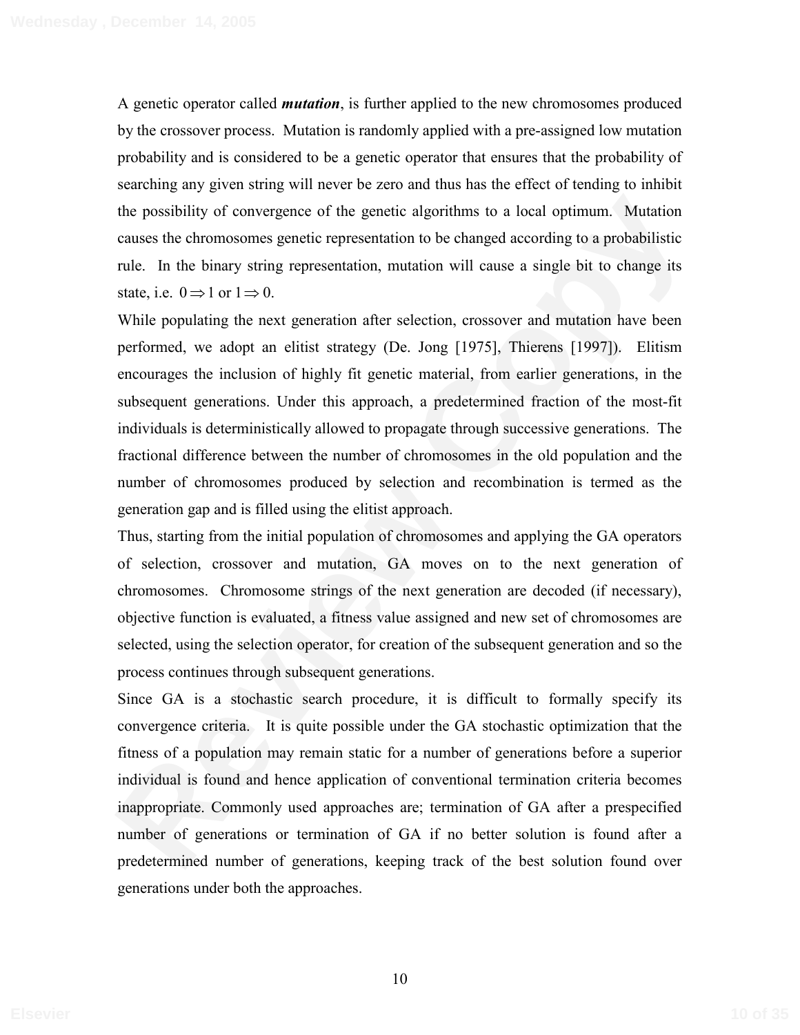A genetic operator called ***mutation***, is further applied to the new chromosomes produced by the crossover process. Mutation is randomly applied with a pre-assigned low mutation probability and is considered to be a genetic operator that ensures that the probability of searching any given string will never be zero and thus has the effect of tending to inhibit the possibility of convergence of the genetic algorithms to a local optimum. Mutation causes the chromosomes genetic representation to be changed according to a probabilistic rule. In the binary string representation, mutation will cause a single bit to change its state, i.e. $0 \Rightarrow 1$ or $1 \Rightarrow 0$.

While populating the next generation after selection, crossover and mutation have been performed, we adopt an elitist strategy (De. Jong [1975], Thierens [1997]). Elitism encourages the inclusion of highly fit genetic material, from earlier generations, in the subsequent generations. Under this approach, a predetermined fraction of the most-fit individuals is deterministically allowed to propagate through successive generations. The fractional difference between the number of chromosomes in the old population and the number of chromosomes produced by selection and recombination is termed as the generation gap and is filled using the elitist approach.

Thus, starting from the initial population of chromosomes and applying the GA operators of selection, crossover and mutation, GA moves on to the next generation of chromosomes. Chromosome strings of the next generation are decoded (if necessary), objective function is evaluated, a fitness value assigned and new set of chromosomes are selected, using the selection operator, for creation of the subsequent generation and so the process continues through subsequent generations.

Since GA is a stochastic search procedure, it is difficult to formally specify its convergence criteria. It is quite possible under the GA stochastic optimization that the fitness of a population may remain static for a number of generations before a superior individual is found and hence application of conventional termination criteria becomes inappropriate. Commonly used approaches are; termination of GA after a prespecified number of generations or termination of GA if no better solution is found after a predetermined number of generations, keeping track of the best solution found over generations under both the approaches.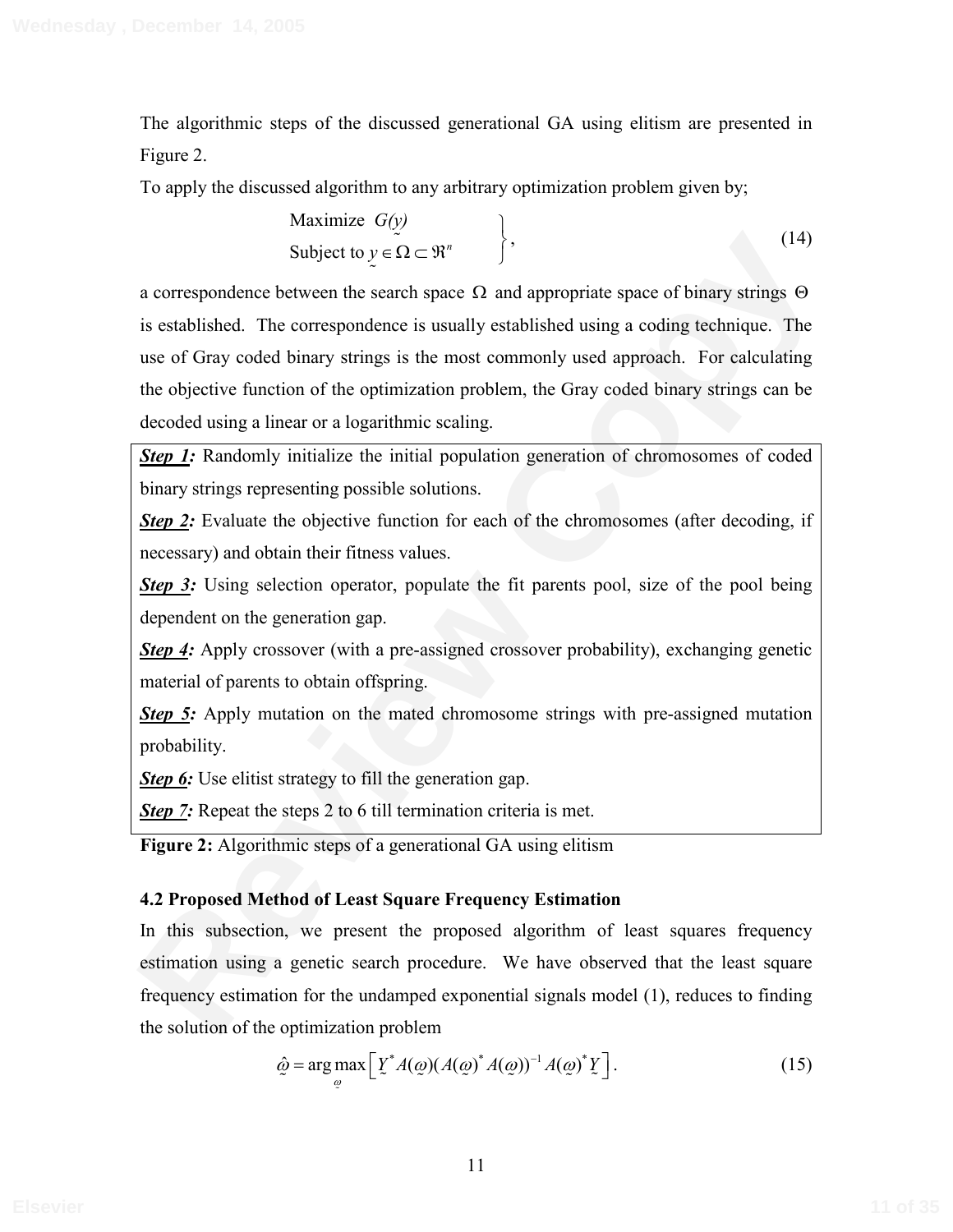The algorithmic steps of the discussed generational GA using elitism are presented in Figure 2.

To apply the discussed algorithm to any arbitrary optimization problem given by;

$$\left.\begin{array}{l}\text{Maximize } G(\underset{\sim}{y}) \\ \text{Subject to } \underset{\sim}{y} \in \Omega \subset \Re^n\end{array}\right\}, \tag{14}$$

a correspondence between the search space $\Omega$ and appropriate space of binary strings $\Theta$ is established. The correspondence is usually established using a coding technique. The use of Gray coded binary strings is the most commonly used approach. For calculating the objective function of the optimization problem, the Gray coded binary strings can be decoded using a linear or a logarithmic scaling.

***Step 1:*** Randomly initialize the initial population generation of chromosomes of coded binary strings representing possible solutions.

***Step 2:*** Evaluate the objective function for each of the chromosomes (after decoding, if necessary) and obtain their fitness values.

***Step 3:*** Using selection operator, populate the fit parents pool, size of the pool being dependent on the generation gap.

***Step 4:*** Apply crossover (with a pre-assigned crossover probability), exchanging genetic material of parents to obtain offspring.

***Step 5:*** Apply mutation on the mated chromosome strings with pre-assigned mutation probability.

***Step 6:*** Use elitist strategy to fill the generation gap.

***Step 7:*** Repeat the steps 2 to 6 till termination criteria is met.

**Figure 2:** Algorithmic steps of a generational GA using elitism

### 4.2 Proposed Method of Least Square Frequency Estimation

In this subsection, we present the proposed algorithm of least squares frequency estimation using a genetic search procedure. We have observed that the least square frequency estimation for the undamped exponential signals model (1), reduces to finding the solution of the optimization problem

$$\hat{\underset{\sim}{\omega}} = \arg\max_{\underset{\sim}{\omega}} \left[ \underset{\sim}{Y}^* A(\underset{\sim}{\omega})(A(\underset{\sim}{\omega})^* A(\underset{\sim}{\omega}))^{-1} A(\underset{\sim}{\omega})^* \underset{\sim}{Y} \right]. \tag{15}$$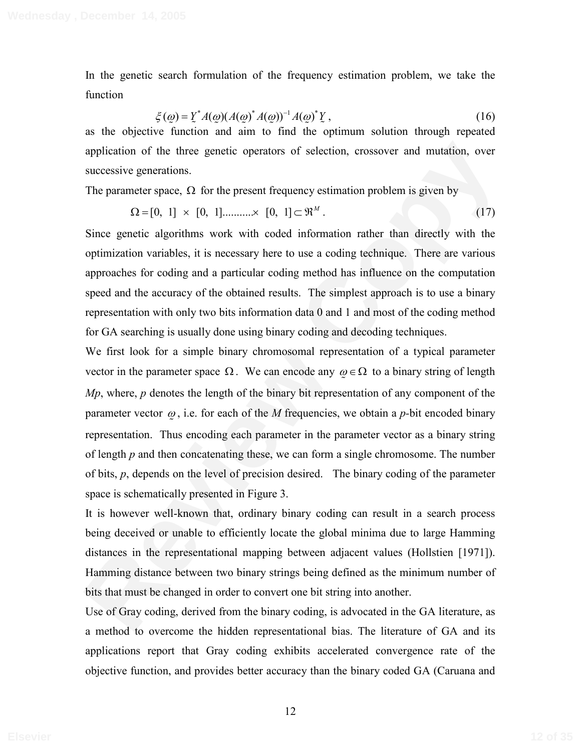In the genetic search formulation of the frequency estimation problem, we take the function

$$\xi(\underset{\sim}{\omega}) = \underset{\sim}{Y}^* A(\underset{\sim}{\omega})(A(\underset{\sim}{\omega})^* A(\underset{\sim}{\omega}))^{-1} A(\underset{\sim}{\omega})^* \underset{\sim}{Y}\,, \tag{16}$$

as the objective function and aim to find the optimum solution through repeated application of the three genetic operators of selection, crossover and mutation, over successive generations.

The parameter space, $\Omega$ for the present frequency estimation problem is given by

$$\Omega = [0,\ 1] \ \times\ [0,\ 1] .......... \times\ [0,\ 1] \subset \Re^M\,. \tag{17}$$

Since genetic algorithms work with coded information rather than directly with the optimization variables, it is necessary here to use a coding technique. There are various approaches for coding and a particular coding method has influence on the computation speed and the accuracy of the obtained results. The simplest approach is to use a binary representation with only two bits information data 0 and 1 and most of the coding method for GA searching is usually done using binary coding and decoding techniques.

We first look for a simple binary chromosomal representation of a typical parameter vector in the parameter space $\Omega$. We can encode any $\underset{\sim}{\omega} \in \Omega$ to a binary string of length *Mp*, where, *p* denotes the length of the binary bit representation of any component of the parameter vector $\underset{\sim}{\omega}$, i.e. for each of the *M* frequencies, we obtain a *p*-bit encoded binary representation. Thus encoding each parameter in the parameter vector as a binary string of length *p* and then concatenating these, we can form a single chromosome. The number of bits, *p*, depends on the level of precision desired. The binary coding of the parameter space is schematically presented in Figure 3.

It is however well-known that, ordinary binary coding can result in a search process being deceived or unable to efficiently locate the global minima due to large Hamming distances in the representational mapping between adjacent values (Hollstien [1971]). Hamming distance between two binary strings being defined as the minimum number of bits that must be changed in order to convert one bit string into another.

Use of Gray coding, derived from the binary coding, is advocated in the GA literature, as a method to overcome the hidden representational bias. The literature of GA and its applications report that Gray coding exhibits accelerated convergence rate of the objective function, and provides better accuracy than the binary coded GA (Caruana and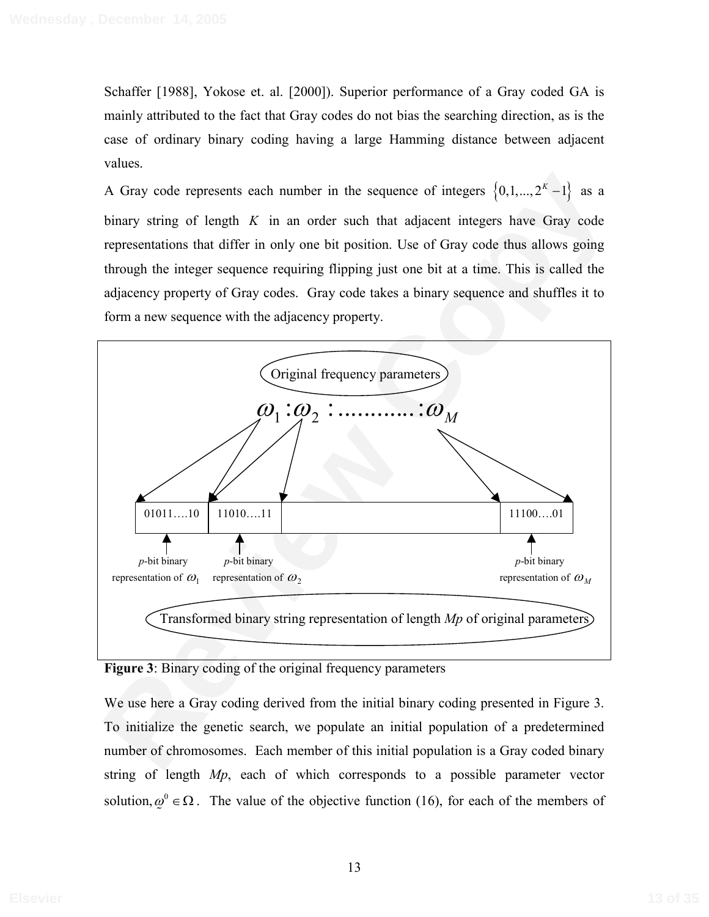Schaffer [1988], Yokose et. al. [2000]). Superior performance of a Gray coded GA is mainly attributed to the fact that Gray codes do not bias the searching direction, as is the case of ordinary binary coding having a large Hamming distance between adjacent values.

A Gray code represents each number in the sequence of integers $\{0,1,...,2^K - 1\}$ as a binary string of length $K$ in an order such that adjacent integers have Gray code representations that differ in only one bit position. Use of Gray code thus allows going through the integer sequence requiring flipping just one bit at a time. This is called the adjacency property of Gray codes. Gray code takes a binary sequence and shuffles it to form a new sequence with the adjacency property.

Original frequency parameters

$$\omega_1 : \omega_2 : ........... : \omega_M$$

| 01011….10 | 11010….11 | | 11100….01 |
|---|---|---|---|

*p*-bit binary representation of $\omega_1$ — *p*-bit binary representation of $\omega_2$ — *p*-bit binary representation of $\omega_M$

Transformed binary string representation of length *Mp* of original parameters

**Figure 3**: Binary coding of the original frequency parameters

We use here a Gray coding derived from the initial binary coding presented in Figure 3. To initialize the genetic search, we populate an initial population of a predetermined number of chromosomes. Each member of this initial population is a Gray coded binary string of length *Mp*, each of which corresponds to a possible parameter vector solution, $\underset{\sim}{\omega}^0 \in \Omega$. The value of the objective function (16), for each of the members of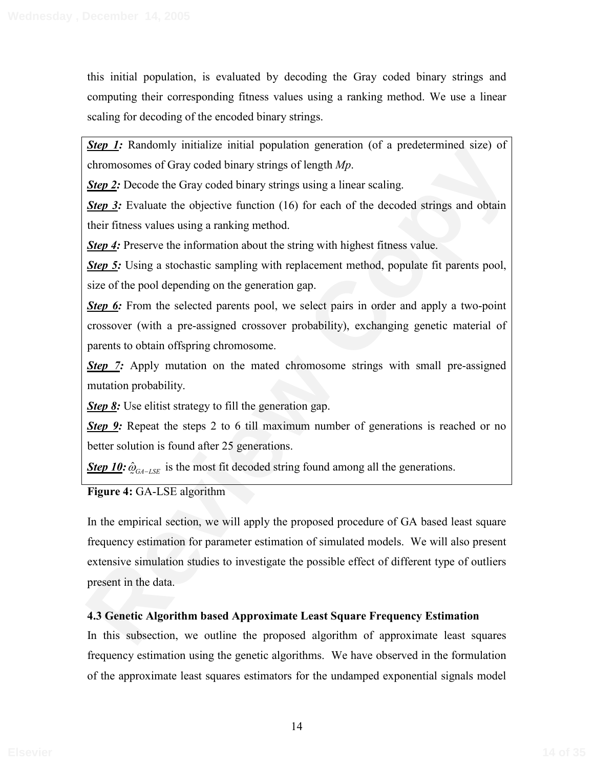this initial population, is evaluated by decoding the Gray coded binary strings and computing their corresponding fitness values using a ranking method. We use a linear scaling for decoding of the encoded binary strings.

***Step 1:*** Randomly initialize initial population generation (of a predetermined size) of chromosomes of Gray coded binary strings of length *Mp*.

***Step 2:*** Decode the Gray coded binary strings using a linear scaling.

***Step 3:*** Evaluate the objective function (16) for each of the decoded strings and obtain their fitness values using a ranking method.

***Step 4:*** Preserve the information about the string with highest fitness value.

***Step 5:*** Using a stochastic sampling with replacement method, populate fit parents pool, size of the pool depending on the generation gap.

***Step 6:*** From the selected parents pool, we select pairs in order and apply a two-point crossover (with a pre-assigned crossover probability), exchanging genetic material of parents to obtain offspring chromosome.

***Step 7:*** Apply mutation on the mated chromosome strings with small pre-assigned mutation probability.

***Step 8:*** Use elitist strategy to fill the generation gap.

***Step 9:*** Repeat the steps 2 to 6 till maximum number of generations is reached or no better solution is found after 25 generations.

***Step 10:*** $\hat{\underset{\sim}{\omega}}_{GA-LSE}$ is the most fit decoded string found among all the generations.

**Figure 4:** GA-LSE algorithm

In the empirical section, we will apply the proposed procedure of GA based least square frequency estimation for parameter estimation of simulated models. We will also present extensive simulation studies to investigate the possible effect of different type of outliers present in the data.

### 4.3 Genetic Algorithm based Approximate Least Square Frequency Estimation

In this subsection, we outline the proposed algorithm of approximate least squares frequency estimation using the genetic algorithms. We have observed in the formulation of the approximate least squares estimators for the undamped exponential signals model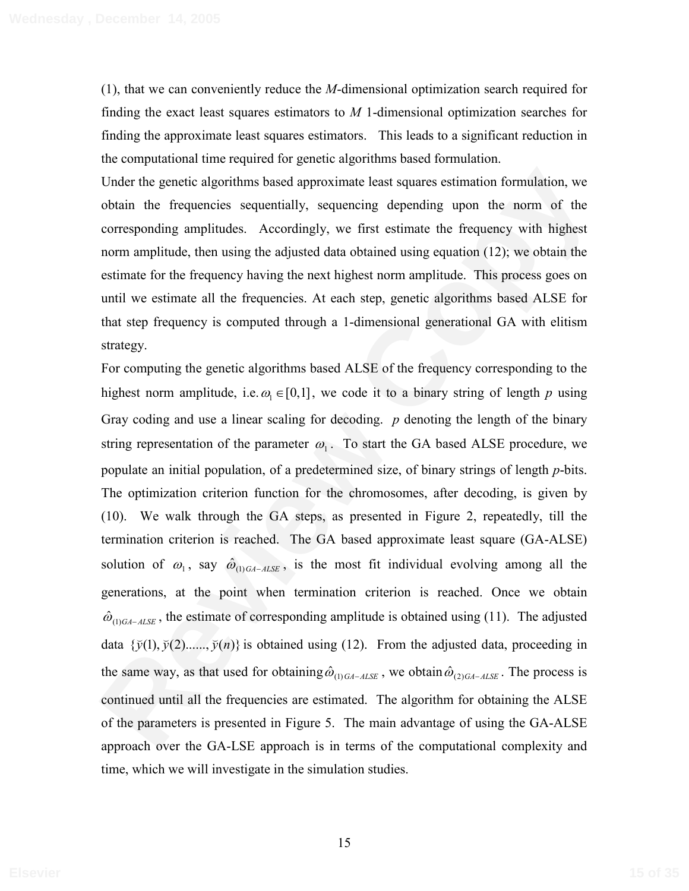(1), that we can conveniently reduce the *M*-dimensional optimization search required for finding the exact least squares estimators to *M* 1-dimensional optimization searches for finding the approximate least squares estimators. This leads to a significant reduction in the computational time required for genetic algorithms based formulation.

Under the genetic algorithms based approximate least squares estimation formulation, we obtain the frequencies sequentially, sequencing depending upon the norm of the corresponding amplitudes. Accordingly, we first estimate the frequency with highest norm amplitude, then using the adjusted data obtained using equation (12); we obtain the estimate for the frequency having the next highest norm amplitude. This process goes on until we estimate all the frequencies. At each step, genetic algorithms based ALSE for that step frequency is computed through a 1-dimensional generational GA with elitism strategy.

For computing the genetic algorithms based ALSE of the frequency corresponding to the highest norm amplitude, i.e. $\omega_1 \in [0,1]$, we code it to a binary string of length *p* using Gray coding and use a linear scaling for decoding. *p* denoting the length of the binary string representation of the parameter $\omega_1$. To start the GA based ALSE procedure, we populate an initial population, of a predetermined size, of binary strings of length *p*-bits. The optimization criterion function for the chromosomes, after decoding, is given by (10). We walk through the GA steps, as presented in Figure 2, repeatedly, till the termination criterion is reached. The GA based approximate least square (GA-ALSE) solution of $\omega_1$, say $\hat{\omega}_{(1)GA-ALSE}$, is the most fit individual evolving among all the generations, at the point when termination criterion is reached. Once we obtain $\hat{\omega}_{(1)GA-ALSE}$, the estimate of corresponding amplitude is obtained using (11). The adjusted data $\{\tilde{y}(1), \tilde{y}(2)......, \tilde{y}(n)\}$ is obtained using (12). From the adjusted data, proceeding in the same way, as that used for obtaining $\hat{\omega}_{(1)GA-ALSE}$, we obtain $\hat{\omega}_{(2)GA-ALSE}$. The process is continued until all the frequencies are estimated. The algorithm for obtaining the ALSE of the parameters is presented in Figure 5. The main advantage of using the GA-ALSE approach over the GA-LSE approach is in terms of the computational complexity and time, which we will investigate in the simulation studies.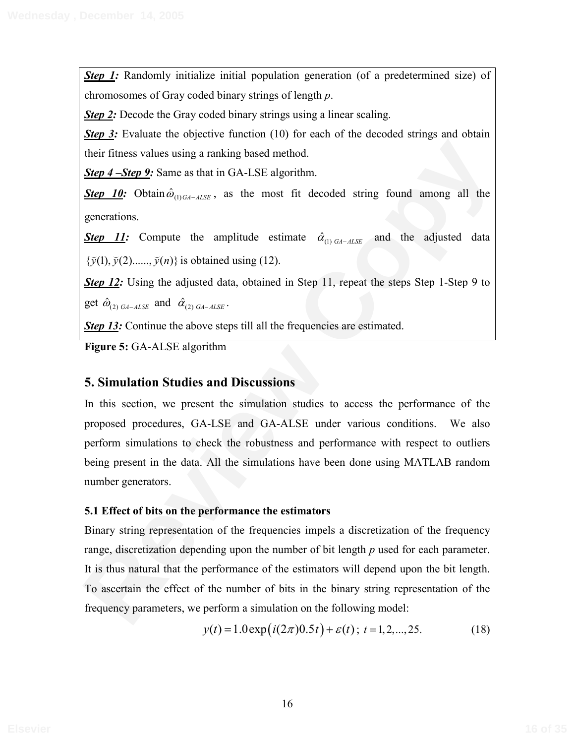***Step 1:*** Randomly initialize initial population generation (of a predetermined size) of chromosomes of Gray coded binary strings of length *p*.

***Step 2:*** Decode the Gray coded binary strings using a linear scaling.

***Step 3:*** Evaluate the objective function (10) for each of the decoded strings and obtain their fitness values using a ranking based method.

***Step 4 –Step 9:*** Same as that in GA-LSE algorithm.

***Step 10:*** Obtain $\hat{\omega}_{(1)GA-ALSE}$, as the most fit decoded string found among all the generations.

***Step 11:*** Compute the amplitude estimate $\hat{\alpha}_{(1)\ GA-ALSE}$ and the adjusted data $\{\breve{y}(1), \breve{y}(2)......, \breve{y}(n)\}$ is obtained using (12).

***Step 12:*** Using the adjusted data, obtained in Step 11, repeat the steps Step 1-Step 9 to get $\hat{\omega}_{(2)\ GA-ALSE}$ and $\hat{\alpha}_{(2)\ GA-ALSE}$.

***Step 13:*** Continue the above steps till all the frequencies are estimated.

**Figure 5:** GA-ALSE algorithm

## 5. Simulation Studies and Discussions

In this section, we present the simulation studies to access the performance of the proposed procedures, GA-LSE and GA-ALSE under various conditions. We also perform simulations to check the robustness and performance with respect to outliers being present in the data. All the simulations have been done using MATLAB random number generators.

### 5.1 Effect of bits on the performance the estimators

Binary string representation of the frequencies impels a discretization of the frequency range, discretization depending upon the number of bit length *p* used for each parameter. It is thus natural that the performance of the estimators will depend upon the bit length. To ascertain the effect of the number of bits in the binary string representation of the frequency parameters, we perform a simulation on the following model:

$$y(t) = 1.0\exp\left(i(2\pi)0.5t\right) + \varepsilon(t)\,;\; t = 1, 2, ..., 25. \tag{18}$$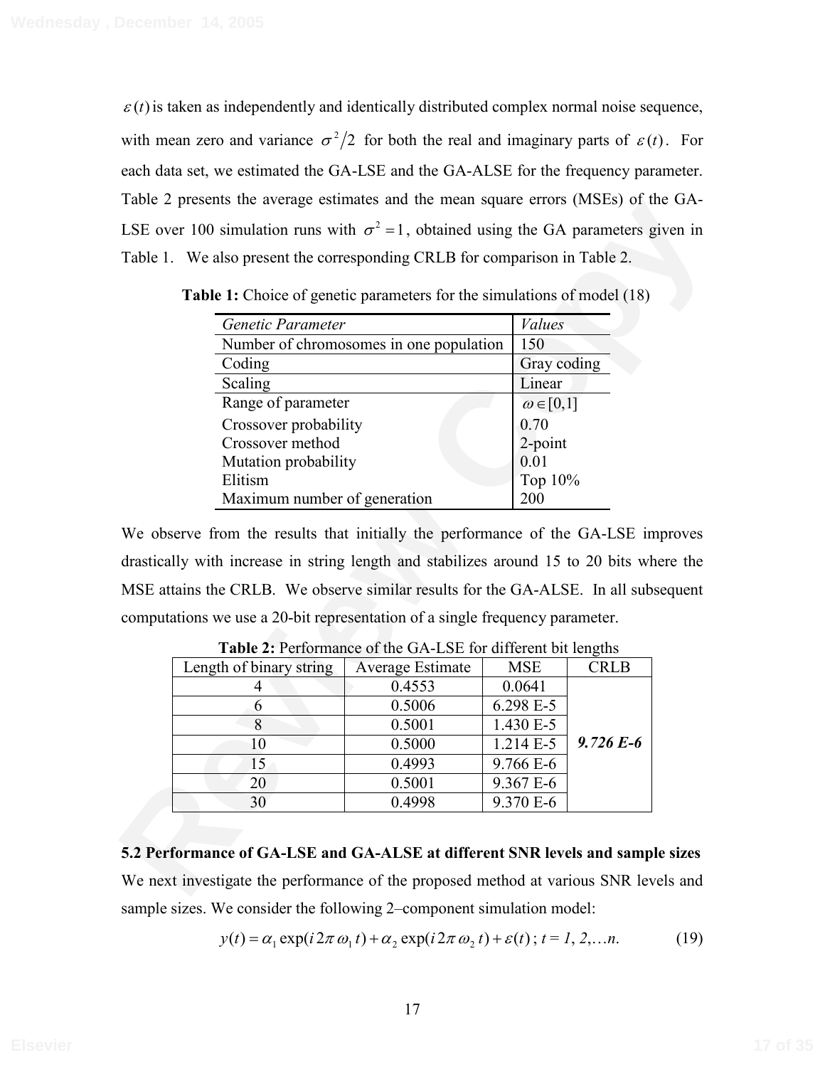$\varepsilon(t)$ is taken as independently and identically distributed complex normal noise sequence, with mean zero and variance $\sigma^2/2$ for both the real and imaginary parts of $\varepsilon(t)$. For each data set, we estimated the GA-LSE and the GA-ALSE for the frequency parameter. Table 2 presents the average estimates and the mean square errors (MSEs) of the GA-LSE over 100 simulation runs with $\sigma^2 = 1$, obtained using the GA parameters given in Table 1. We also present the corresponding CRLB for comparison in Table 2.

**Table 1:** Choice of genetic parameters for the simulations of model (18)

| *Genetic Parameter* | *Values* |
|---|---|
| Number of chromosomes in one population | 150 |
| Coding | Gray coding |
| Scaling | Linear |
| Range of parameter | $\omega \in [0,1]$ |
| Crossover probability | 0.70 |
| Crossover method | 2-point |
| Mutation probability | 0.01 |
| Elitism | Top 10% |
| Maximum number of generation | 200 |

We observe from the results that initially the performance of the GA-LSE improves drastically with increase in string length and stabilizes around 15 to 20 bits where the MSE attains the CRLB. We observe similar results for the GA-ALSE. In all subsequent computations we use a 20-bit representation of a single frequency parameter.

**Table 2:** Performance of the GA-LSE for different bit lengths

| Length of binary string | Average Estimate | MSE | CRLB |
|---|---|---|---|
| 4 | 0.4553 | 0.0641 | ***9.726 E-6*** |
| 6 | 0.5006 | 6.298 E-5 | |
| 8 | 0.5001 | 1.430 E-5 | |
| 10 | 0.5000 | 1.214 E-5 | |
| 15 | 0.4993 | 9.766 E-6 | |
| 20 | 0.5001 | 9.367 E-6 | |
| 30 | 0.4998 | 9.370 E-6 | |

### 5.2 Performance of GA-LSE and GA-ALSE at different SNR levels and sample sizes

We next investigate the performance of the proposed method at various SNR levels and sample sizes. We consider the following 2–component simulation model:

$$y(t) = \alpha_1 \exp(i2\pi\omega_1 t) + \alpha_2 \exp(i2\pi\omega_2 t) + \varepsilon(t)\,;\; t = 1, 2, \ldots n. \tag{19}$$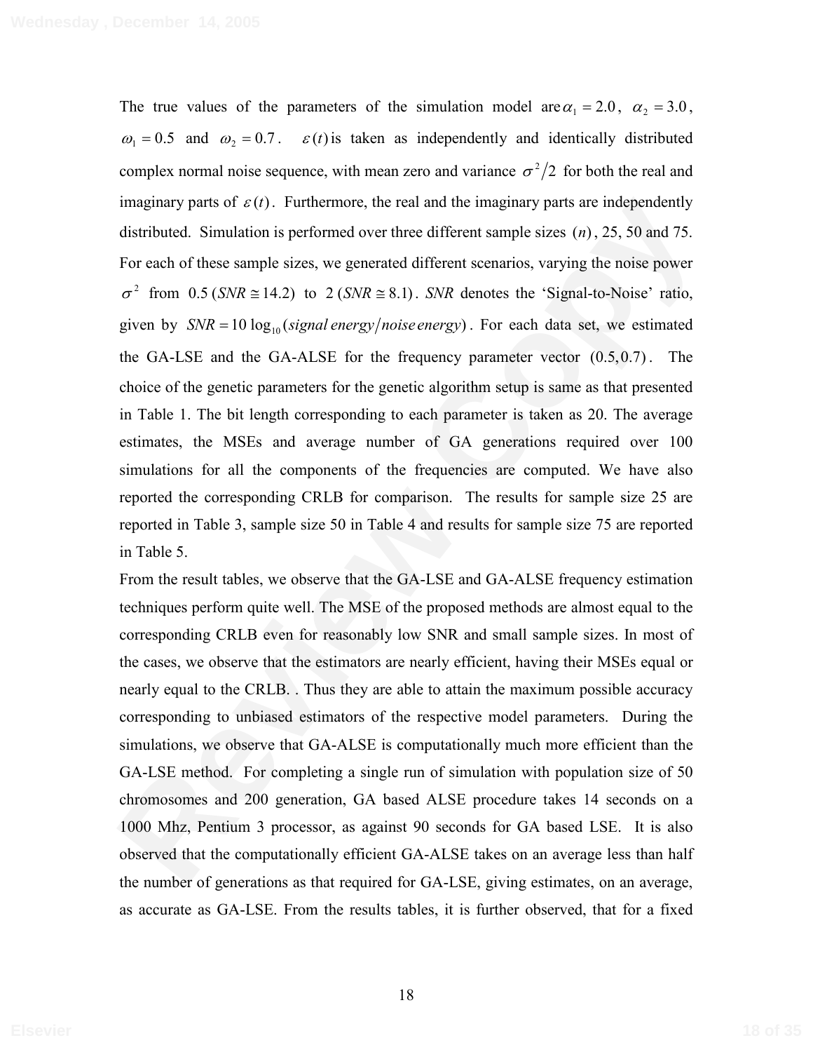The true values of the parameters of the simulation model are $\alpha_1 = 2.0$, $\alpha_2 = 3.0$, $\omega_1 = 0.5$ and $\omega_2 = 0.7$. $\varepsilon(t)$ is taken as independently and identically distributed complex normal noise sequence, with mean zero and variance $\sigma^2/2$ for both the real and imaginary parts of $\varepsilon(t)$. Furthermore, the real and the imaginary parts are independently distributed. Simulation is performed over three different sample sizes $(n)$, 25, 50 and 75. For each of these sample sizes, we generated different scenarios, varying the noise power $\sigma^2$ from $0.5\,(SNR \cong 14.2)$ to $2\,(SNR \cong 8.1)$. *SNR* denotes the 'Signal-to-Noise' ratio, given by $SNR = 10\log_{10}(signal\,energy/noise\,energy)$. For each data set, we estimated the GA-LSE and the GA-ALSE for the frequency parameter vector $(0.5, 0.7)$. The choice of the genetic parameters for the genetic algorithm setup is same as that presented in Table 1. The bit length corresponding to each parameter is taken as 20. The average estimates, the MSEs and average number of GA generations required over 100 simulations for all the components of the frequencies are computed. We have also reported the corresponding CRLB for comparison. The results for sample size 25 are reported in Table 3, sample size 50 in Table 4 and results for sample size 75 are reported in Table 5.

From the result tables, we observe that the GA-LSE and GA-ALSE frequency estimation techniques perform quite well. The MSE of the proposed methods are almost equal to the corresponding CRLB even for reasonably low SNR and small sample sizes. In most of the cases, we observe that the estimators are nearly efficient, having their MSEs equal or nearly equal to the CRLB. . Thus they are able to attain the maximum possible accuracy corresponding to unbiased estimators of the respective model parameters. During the simulations, we observe that GA-ALSE is computationally much more efficient than the GA-LSE method. For completing a single run of simulation with population size of 50 chromosomes and 200 generation, GA based ALSE procedure takes 14 seconds on a 1000 Mhz, Pentium 3 processor, as against 90 seconds for GA based LSE. It is also observed that the computationally efficient GA-ALSE takes on an average less than half the number of generations as that required for GA-LSE, giving estimates, on an average, as accurate as GA-LSE. From the results tables, it is further observed, that for a fixed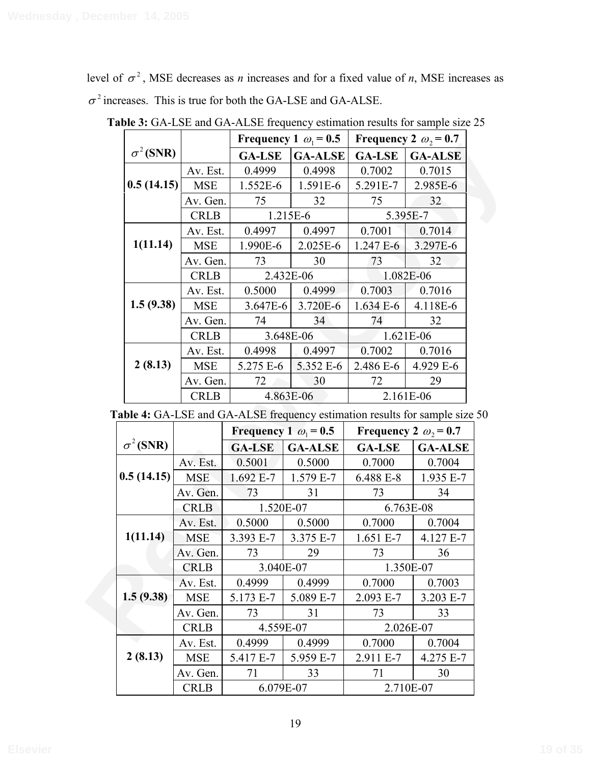level of $\sigma^2$, MSE decreases as $n$ increases and for a fixed value of $n$, MSE increases as $\sigma^2$ increases. This is true for both the GA-LSE and GA-ALSE.

**Table 3:** GA-LSE and GA-ALSE frequency estimation results for sample size 25

| $\sigma^2$ (SNR) | | **Frequency 1 $\omega_1 = 0.5$** | | **Frequency 2 $\omega_2 = 0.7$** | |
|---|---|---|---|---|---|
| | | **GA-LSE** | **GA-ALSE** | **GA-LSE** | **GA-ALSE** |
| **0.5 (14.15)** | Av. Est. | 0.4999 | 0.4998 | 0.7002 | 0.7015 |
| | MSE | 1.552E-6 | 1.591E-6 | 5.291E-7 | 2.985E-6 |
| | Av. Gen. | 75 | 32 | 75 | 32 |
| | CRLB | 1.215E-6 | | 5.395E-7 | |
| **1(11.14)** | Av. Est. | 0.4997 | 0.4997 | 0.7001 | 0.7014 |
| | MSE | 1.990E-6 | 2.025E-6 | 1.247 E-6 | 3.297E-6 |
| | Av. Gen. | 73 | 30 | 73 | 32 |
| | CRLB | 2.432E-06 | | 1.082E-06 | |
| **1.5 (9.38)** | Av. Est. | 0.5000 | 0.4999 | 0.7003 | 0.7016 |
| | MSE | 3.647E-6 | 3.720E-6 | 1.634 E-6 | 4.118E-6 |
| | Av. Gen. | 74 | 34 | 74 | 32 |
| | CRLB | 3.648E-06 | | 1.621E-06 | |
| **2 (8.13)** | Av. Est. | 0.4998 | 0.4997 | 0.7002 | 0.7016 |
| | MSE | 5.275 E-6 | 5.352 E-6 | 2.486 E-6 | 4.929 E-6 |
| | Av. Gen. | 72 | 30 | 72 | 29 |
| | CRLB | 4.863E-06 | | 2.161E-06 | |

**Table 4:** GA-LSE and GA-ALSE frequency estimation results for sample size 50

| $\sigma^2$ (SNR) | | **Frequency 1 $\omega_1 = 0.5$** | | **Frequency 2 $\omega_2 = 0.7$** | |
|---|---|---|---|---|---|
| | | **GA-LSE** | **GA-ALSE** | **GA-LSE** | **GA-ALSE** |
| **0.5 (14.15)** | Av. Est. | 0.5001 | 0.5000 | 0.7000 | 0.7004 |
| | MSE | 1.692 E-7 | 1.579 E-7 | 6.488 E-8 | 1.935 E-7 |
| | Av. Gen. | 73 | 31 | 73 | 34 |
| | CRLB | 1.520E-07 | | 6.763E-08 | |
| **1(11.14)** | Av. Est. | 0.5000 | 0.5000 | 0.7000 | 0.7004 |
| | MSE | 3.393 E-7 | 3.375 E-7 | 1.651 E-7 | 4.127 E-7 |
| | Av. Gen. | 73 | 29 | 73 | 36 |
| | CRLB | 3.040E-07 | | 1.350E-07 | |
| **1.5 (9.38)** | Av. Est. | 0.4999 | 0.4999 | 0.7000 | 0.7003 |
| | MSE | 5.173 E-7 | 5.089 E-7 | 2.093 E-7 | 3.203 E-7 |
| | Av. Gen. | 73 | 31 | 73 | 33 |
| | CRLB | 4.559E-07 | | 2.026E-07 | |
| **2 (8.13)** | Av. Est. | 0.4999 | 0.4999 | 0.7000 | 0.7004 |
| | MSE | 5.417 E-7 | 5.959 E-7 | 2.911 E-7 | 4.275 E-7 |
| | Av. Gen. | 71 | 33 | 71 | 30 |
| | CRLB | 6.079E-07 | | 2.710E-07 | |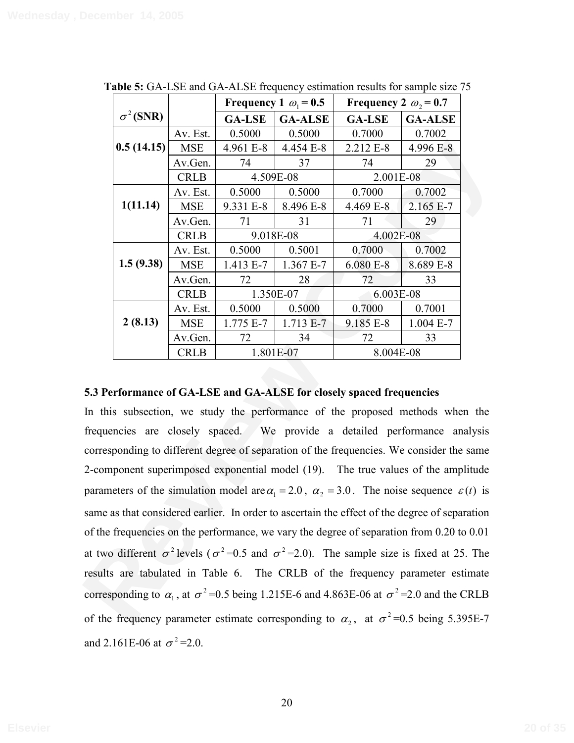**Table 5:** GA-LSE and GA-ALSE frequency estimation results for sample size 75

| $\sigma^2$ (SNR) | | Frequency 1 $\omega_1 = 0.5$ | | Frequency 2 $\omega_2 = 0.7$ | |
|---|---|---|---|---|---|
| | | **GA-LSE** | **GA-ALSE** | **GA-LSE** | **GA-ALSE** |
| **0.5 (14.15)** | Av. Est. | 0.5000 | 0.5000 | 0.7000 | 0.7002 |
| | MSE | 4.961 E-8 | 4.454 E-8 | 2.212 E-8 | 4.996 E-8 |
| | Av.Gen. | 74 | 37 | 74 | 29 |
| | CRLB | 4.509E-08 | | 2.001E-08 | |
| **1(11.14)** | Av. Est. | 0.5000 | 0.5000 | 0.7000 | 0.7002 |
| | MSE | 9.331 E-8 | 8.496 E-8 | 4.469 E-8 | 2.165 E-7 |
| | Av.Gen. | 71 | 31 | 71 | 29 |
| | CRLB | 9.018E-08 | | 4.002E-08 | |
| **1.5 (9.38)** | Av. Est. | 0.5000 | 0.5001 | 0.7000 | 0.7002 |
| | MSE | 1.413 E-7 | 1.367 E-7 | 6.080 E-8 | 8.689 E-8 |
| | Av.Gen. | 72 | 28 | 72 | 33 |
| | CRLB | 1.350E-07 | | 6.003E-08 | |
| **2 (8.13)** | Av. Est. | 0.5000 | 0.5000 | 0.7000 | 0.7001 |
| | MSE | 1.775 E-7 | 1.713 E-7 | 9.185 E-8 | 1.004 E-7 |
| | Av.Gen. | 72 | 34 | 72 | 33 |
| | CRLB | 1.801E-07 | | 8.004E-08 | |

### 5.3 Performance of GA-LSE and GA-ALSE for closely spaced frequencies

In this subsection, we study the performance of the proposed methods when the frequencies are closely spaced. We provide a detailed performance analysis corresponding to different degree of separation of the frequencies. We consider the same 2-component superimposed exponential model (19). The true values of the amplitude parameters of the simulation model are $\alpha_1 = 2.0$, $\alpha_2 = 3.0$. The noise sequence $\varepsilon(t)$ is same as that considered earlier. In order to ascertain the effect of the degree of separation of the frequencies on the performance, we vary the degree of separation from 0.20 to 0.01 at two different $\sigma^2$ levels ($\sigma^2$=0.5 and $\sigma^2$=2.0). The sample size is fixed at 25. The results are tabulated in Table 6. The CRLB of the frequency parameter estimate corresponding to $\alpha_1$, at $\sigma^2$=0.5 being 1.215E-6 and 4.863E-06 at $\sigma^2$=2.0 and the CRLB of the frequency parameter estimate corresponding to $\alpha_2$, at $\sigma^2$=0.5 being 5.395E-7 and 2.161E-06 at $\sigma^2$=2.0.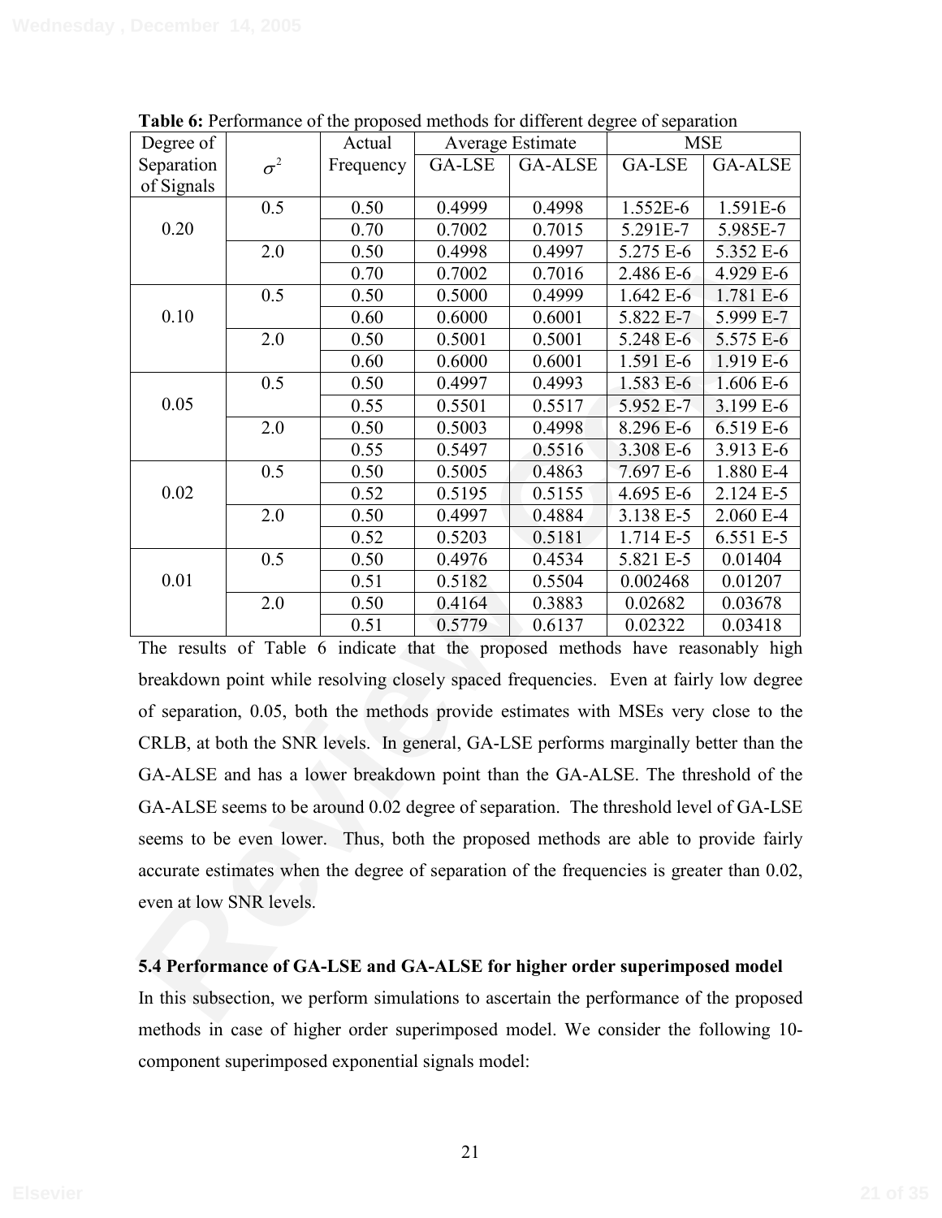**Table 6:** Performance of the proposed methods for different degree of separation

| Degree of Separation of Signals | $\sigma^2$ | Actual Frequency | Average Estimate | | MSE | |
|---|---|---|---|---|---|---|
| | | | GA-LSE | GA-ALSE | GA-LSE | GA-ALSE |
| 0.20 | 0.5 | 0.50 | 0.4999 | 0.4998 | 1.552E-6 | 1.591E-6 |
| | | 0.70 | 0.7002 | 0.7015 | 5.291E-7 | 5.985E-7 |
| | 2.0 | 0.50 | 0.4998 | 0.4997 | 5.275 E-6 | 5.352 E-6 |
| | | 0.70 | 0.7002 | 0.7016 | 2.486 E-6 | 4.929 E-6 |
| 0.10 | 0.5 | 0.50 | 0.5000 | 0.4999 | 1.642 E-6 | 1.781 E-6 |
| | | 0.60 | 0.6000 | 0.6001 | 5.822 E-7 | 5.999 E-7 |
| | 2.0 | 0.50 | 0.5001 | 0.5001 | 5.248 E-6 | 5.575 E-6 |
| | | 0.60 | 0.6000 | 0.6001 | 1.591 E-6 | 1.919 E-6 |
| 0.05 | 0.5 | 0.50 | 0.4997 | 0.4993 | 1.583 E-6 | 1.606 E-6 |
| | | 0.55 | 0.5501 | 0.5517 | 5.952 E-7 | 3.199 E-6 |
| | 2.0 | 0.50 | 0.5003 | 0.4998 | 8.296 E-6 | 6.519 E-6 |
| | | 0.55 | 0.5497 | 0.5516 | 3.308 E-6 | 3.913 E-6 |
| 0.02 | 0.5 | 0.50 | 0.5005 | 0.4863 | 7.697 E-6 | 1.880 E-4 |
| | | 0.52 | 0.5195 | 0.5155 | 4.695 E-6 | 2.124 E-5 |
| | 2.0 | 0.50 | 0.4997 | 0.4884 | 3.138 E-5 | 2.060 E-4 |
| | | 0.52 | 0.5203 | 0.5181 | 1.714 E-5 | 6.551 E-5 |
| 0.01 | 0.5 | 0.50 | 0.4976 | 0.4534 | 5.821 E-5 | 0.01404 |
| | | 0.51 | 0.5182 | 0.5504 | 0.002468 | 0.01207 |
| | 2.0 | 0.50 | 0.4164 | 0.3883 | 0.02682 | 0.03678 |
| | | 0.51 | 0.5779 | 0.6137 | 0.02322 | 0.03418 |

The results of Table 6 indicate that the proposed methods have reasonably high breakdown point while resolving closely spaced frequencies. Even at fairly low degree of separation, 0.05, both the methods provide estimates with MSEs very close to the CRLB, at both the SNR levels. In general, GA-LSE performs marginally better than the GA-ALSE and has a lower breakdown point than the GA-ALSE. The threshold of the GA-ALSE seems to be around 0.02 degree of separation. The threshold level of GA-LSE seems to be even lower. Thus, both the proposed methods are able to provide fairly accurate estimates when the degree of separation of the frequencies is greater than 0.02, even at low SNR levels.

### 5.4 Performance of GA-LSE and GA-ALSE for higher order superimposed model

In this subsection, we perform simulations to ascertain the performance of the proposed methods in case of higher order superimposed model. We consider the following 10-component superimposed exponential signals model: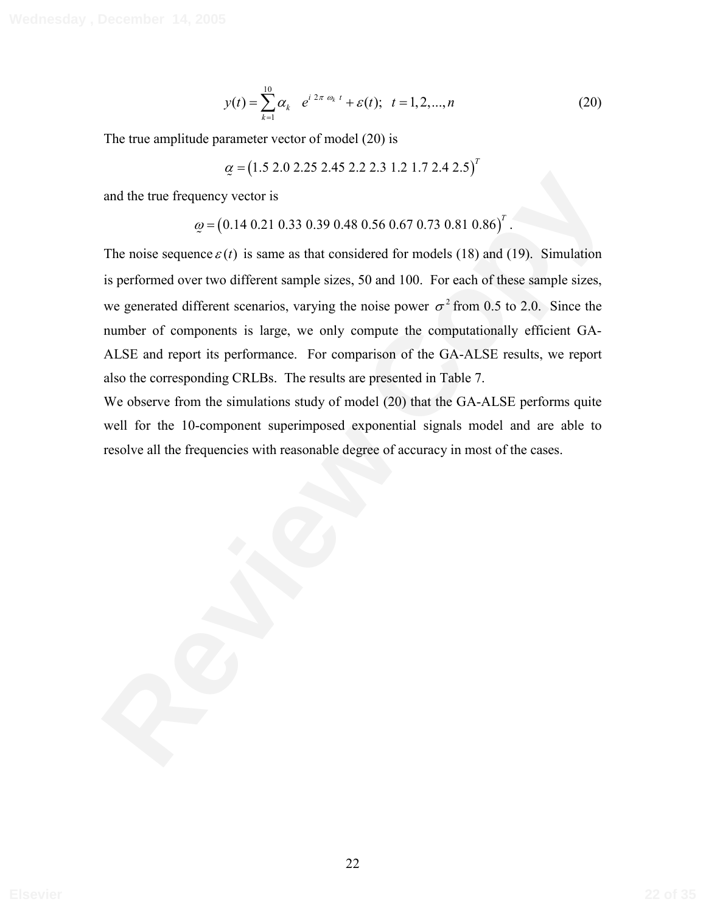$$y(t) = \sum_{k=1}^{10} \alpha_k \quad e^{i\,2\pi\,\omega_k\,t} + \varepsilon(t); \quad t = 1, 2, ..., n \tag{20}$$

The true amplitude parameter vector of model (20) is

$$\underset{\sim}{\alpha} = \left(1.5\ 2.0\ 2.25\ 2.45\ 2.2\ 2.3\ 1.2\ 1.7\ 2.4\ 2.5\right)^T$$

and the true frequency vector is

$$\underset{\sim}{\omega} = \left(0.14\ 0.21\ 0.33\ 0.39\ 0.48\ 0.56\ 0.67\ 0.73\ 0.81\ 0.86\right)^T.$$

The noise sequence $\varepsilon(t)$ is same as that considered for models (18) and (19). Simulation is performed over two different sample sizes, 50 and 100. For each of these sample sizes, we generated different scenarios, varying the noise power $\sigma^2$ from 0.5 to 2.0. Since the number of components is large, we only compute the computationally efficient GA-ALSE and report its performance. For comparison of the GA-ALSE results, we report also the corresponding CRLBs. The results are presented in Table 7.

We observe from the simulations study of model (20) that the GA-ALSE performs quite well for the 10-component superimposed exponential signals model and are able to resolve all the frequencies with reasonable degree of accuracy in most of the cases.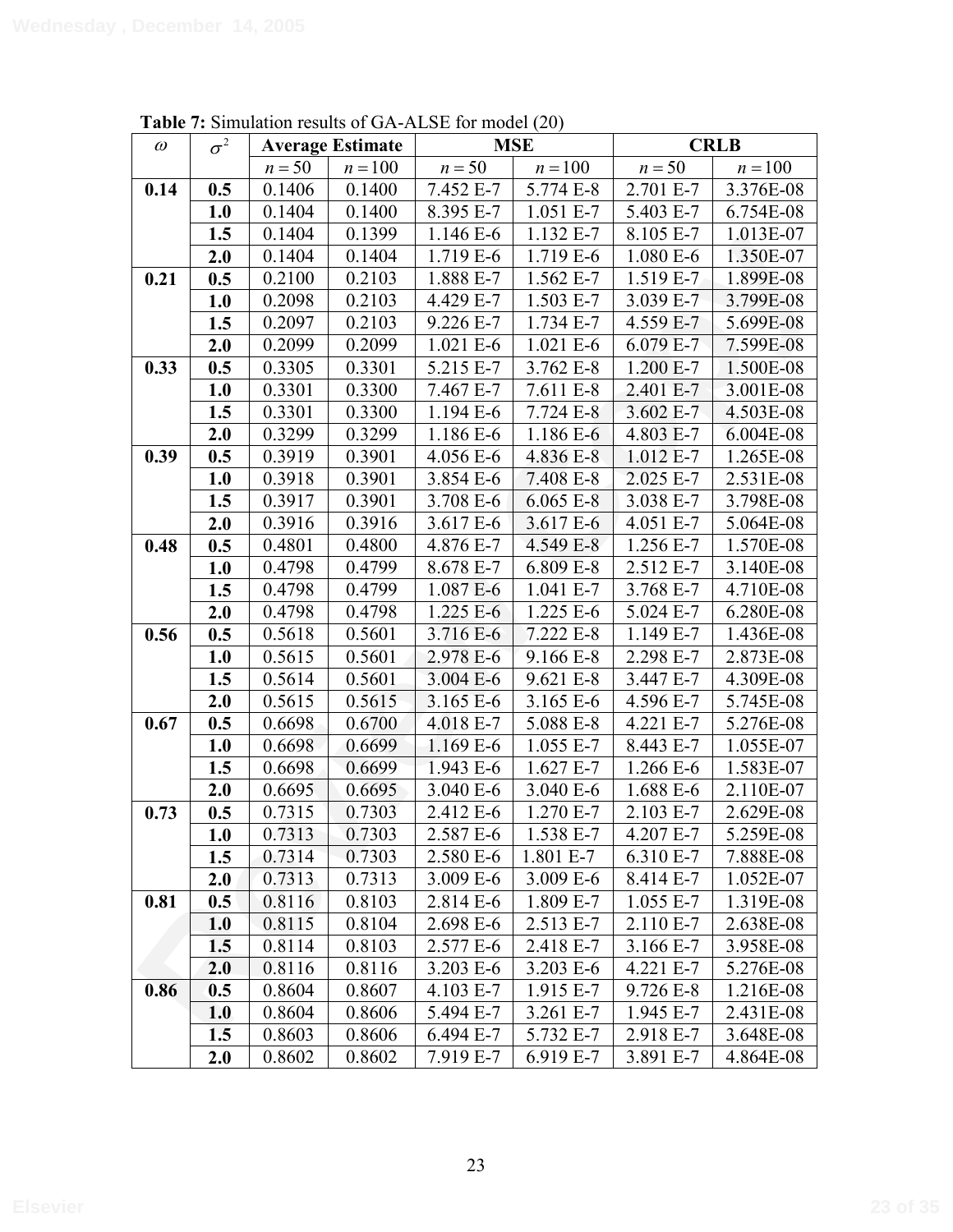**Table 7:** Simulation results of GA-ALSE for model (20)

| $\omega$ | $\sigma^2$ | Average Estimate | | MSE | | CRLB | |
|---|---|---|---|---|---|---|---|
| | | $n=50$ | $n=100$ | $n=50$ | $n=100$ | $n=50$ | $n=100$ |
| **0.14** | **0.5** | 0.1406 | 0.1400 | 7.452 E-7 | 5.774 E-8 | 2.701 E-7 | 3.376E-08 |
| | **1.0** | 0.1404 | 0.1400 | 8.395 E-7 | 1.051 E-7 | 5.403 E-7 | 6.754E-08 |
| | **1.5** | 0.1404 | 0.1399 | 1.146 E-6 | 1.132 E-7 | 8.105 E-7 | 1.013E-07 |
| | **2.0** | 0.1404 | 0.1404 | 1.719 E-6 | 1.719 E-6 | 1.080 E-6 | 1.350E-07 |
| **0.21** | **0.5** | 0.2100 | 0.2103 | 1.888 E-7 | 1.562 E-7 | 1.519 E-7 | 1.899E-08 |
| | **1.0** | 0.2098 | 0.2103 | 4.429 E-7 | 1.503 E-7 | 3.039 E-7 | 3.799E-08 |
| | **1.5** | 0.2097 | 0.2103 | 9.226 E-7 | 1.734 E-7 | 4.559 E-7 | 5.699E-08 |
| | **2.0** | 0.2099 | 0.2099 | 1.021 E-6 | 1.021 E-6 | 6.079 E-7 | 7.599E-08 |
| **0.33** | **0.5** | 0.3305 | 0.3301 | 5.215 E-7 | 3.762 E-8 | 1.200 E-7 | 1.500E-08 |
| | **1.0** | 0.3301 | 0.3300 | 7.467 E-7 | 7.611 E-8 | 2.401 E-7 | 3.001E-08 |
| | **1.5** | 0.3301 | 0.3300 | 1.194 E-6 | 7.724 E-8 | 3.602 E-7 | 4.503E-08 |
| | **2.0** | 0.3299 | 0.3299 | 1.186 E-6 | 1.186 E-6 | 4.803 E-7 | 6.004E-08 |
| **0.39** | **0.5** | 0.3919 | 0.3901 | 4.056 E-6 | 4.836 E-8 | 1.012 E-7 | 1.265E-08 |
| | **1.0** | 0.3918 | 0.3901 | 3.854 E-6 | 7.408 E-8 | 2.025 E-7 | 2.531E-08 |
| | **1.5** | 0.3917 | 0.3901 | 3.708 E-6 | 6.065 E-8 | 3.038 E-7 | 3.798E-08 |
| | **2.0** | 0.3916 | 0.3916 | 3.617 E-6 | 3.617 E-6 | 4.051 E-7 | 5.064E-08 |
| **0.48** | **0.5** | 0.4801 | 0.4800 | 4.876 E-7 | 4.549 E-8 | 1.256 E-7 | 1.570E-08 |
| | **1.0** | 0.4798 | 0.4799 | 8.678 E-7 | 6.809 E-8 | 2.512 E-7 | 3.140E-08 |
| | **1.5** | 0.4798 | 0.4799 | 1.087 E-6 | 1.041 E-7 | 3.768 E-7 | 4.710E-08 |
| | **2.0** | 0.4798 | 0.4798 | 1.225 E-6 | 1.225 E-6 | 5.024 E-7 | 6.280E-08 |
| **0.56** | **0.5** | 0.5618 | 0.5601 | 3.716 E-6 | 7.222 E-8 | 1.149 E-7 | 1.436E-08 |
| | **1.0** | 0.5615 | 0.5601 | 2.978 E-6 | 9.166 E-8 | 2.298 E-7 | 2.873E-08 |
| | **1.5** | 0.5614 | 0.5601 | 3.004 E-6 | 9.621 E-8 | 3.447 E-7 | 4.309E-08 |
| | **2.0** | 0.5615 | 0.5615 | 3.165 E-6 | 3.165 E-6 | 4.596 E-7 | 5.745E-08 |
| **0.67** | **0.5** | 0.6698 | 0.6700 | 4.018 E-7 | 5.088 E-8 | 4.221 E-7 | 5.276E-08 |
| | **1.0** | 0.6698 | 0.6699 | 1.169 E-6 | 1.055 E-7 | 8.443 E-7 | 1.055E-07 |
| | **1.5** | 0.6698 | 0.6699 | 1.943 E-6 | 1.627 E-7 | 1.266 E-6 | 1.583E-07 |
| | **2.0** | 0.6695 | 0.6695 | 3.040 E-6 | 3.040 E-6 | 1.688 E-6 | 2.110E-07 |
| **0.73** | **0.5** | 0.7315 | 0.7303 | 2.412 E-6 | 1.270 E-7 | 2.103 E-7 | 2.629E-08 |
| | **1.0** | 0.7313 | 0.7303 | 2.587 E-6 | 1.538 E-7 | 4.207 E-7 | 5.259E-08 |
| | **1.5** | 0.7314 | 0.7303 | 2.580 E-6 | 1.801 E-7 | 6.310 E-7 | 7.888E-08 |
| | **2.0** | 0.7313 | 0.7313 | 3.009 E-6 | 3.009 E-6 | 8.414 E-7 | 1.052E-07 |
| **0.81** | **0.5** | 0.8116 | 0.8103 | 2.814 E-6 | 1.809 E-7 | 1.055 E-7 | 1.319E-08 |
| | **1.0** | 0.8115 | 0.8104 | 2.698 E-6 | 2.513 E-7 | 2.110 E-7 | 2.638E-08 |
| | **1.5** | 0.8114 | 0.8103 | 2.577 E-6 | 2.418 E-7 | 3.166 E-7 | 3.958E-08 |
| | **2.0** | 0.8116 | 0.8116 | 3.203 E-6 | 3.203 E-6 | 4.221 E-7 | 5.276E-08 |
| **0.86** | **0.5** | 0.8604 | 0.8607 | 4.103 E-7 | 1.915 E-7 | 9.726 E-8 | 1.216E-08 |
| | **1.0** | 0.8604 | 0.8606 | 5.494 E-7 | 3.261 E-7 | 1.945 E-7 | 2.431E-08 |
| | **1.5** | 0.8603 | 0.8606 | 6.494 E-7 | 5.732 E-7 | 2.918 E-7 | 3.648E-08 |
| | **2.0** | 0.8602 | 0.8602 | 7.919 E-7 | 6.919 E-7 | 3.891 E-7 | 4.864E-08 |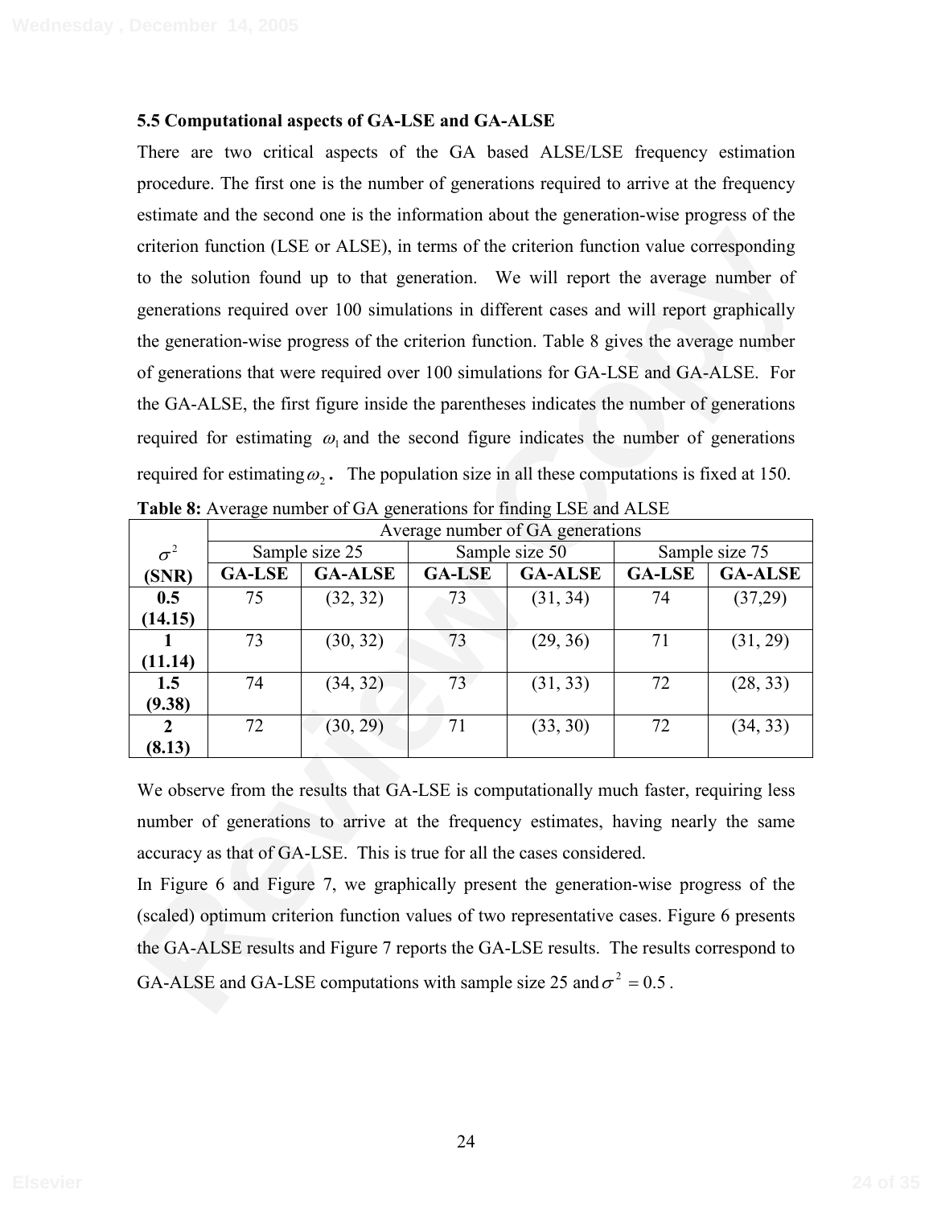### 5.5 Computational aspects of GA-LSE and GA-ALSE

There are two critical aspects of the GA based ALSE/LSE frequency estimation procedure. The first one is the number of generations required to arrive at the frequency estimate and the second one is the information about the generation-wise progress of the criterion function (LSE or ALSE), in terms of the criterion function value corresponding to the solution found up to that generation. We will report the average number of generations required over 100 simulations in different cases and will report graphically the generation-wise progress of the criterion function. Table 8 gives the average number of generations that were required over 100 simulations for GA-LSE and GA-ALSE. For the GA-ALSE, the first figure inside the parentheses indicates the number of generations required for estimating $\omega_1$ and the second figure indicates the number of generations required for estimating $\omega_2$. The population size in all these computations is fixed at 150.

**Table 8:** Average number of GA generations for finding LSE and ALSE

| $\sigma^2$ (SNR) | Average number of GA generations | | | | | |
|---|---|---|---|---|---|---|
| | Sample size 25 | | Sample size 50 | | Sample size 75 | |
| | **GA-LSE** | **GA-ALSE** | **GA-LSE** | **GA-ALSE** | **GA-LSE** | **GA-ALSE** |
| **0.5 (14.15)** | 75 | (32, 32) | 73 | (31, 34) | 74 | (37,29) |
| **1 (11.14)** | 73 | (30, 32) | 73 | (29, 36) | 71 | (31, 29) |
| **1.5 (9.38)** | 74 | (34, 32) | 73 | (31, 33) | 72 | (28, 33) |
| **2 (8.13)** | 72 | (30, 29) | 71 | (33, 30) | 72 | (34, 33) |

We observe from the results that GA-LSE is computationally much faster, requiring less number of generations to arrive at the frequency estimates, having nearly the same accuracy as that of GA-LSE. This is true for all the cases considered.

In Figure 6 and Figure 7, we graphically present the generation-wise progress of the (scaled) optimum criterion function values of two representative cases. Figure 6 presents the GA-ALSE results and Figure 7 reports the GA-LSE results. The results correspond to GA-ALSE and GA-LSE computations with sample size 25 and $\sigma^2 = 0.5$.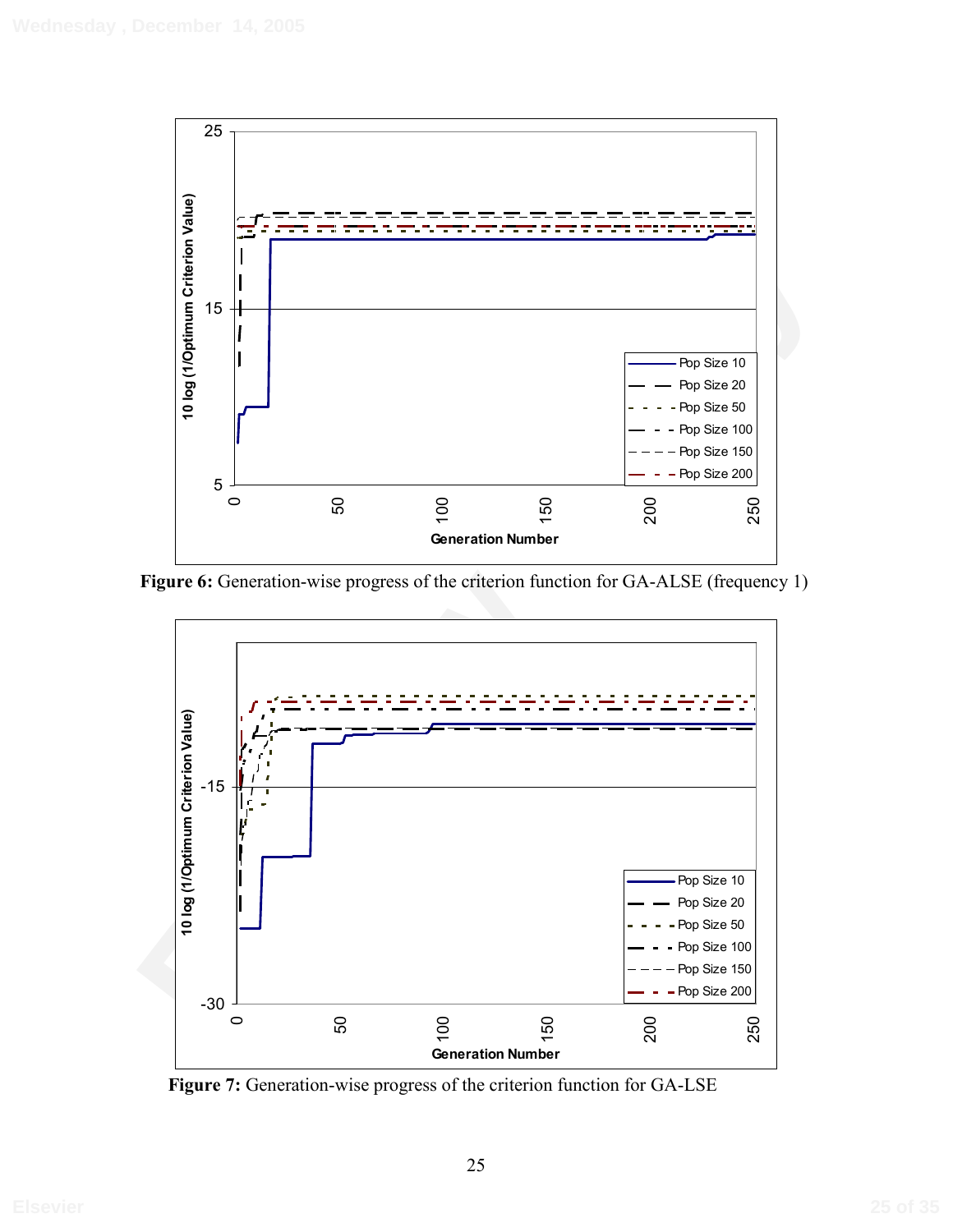**Figure 6:** Generation-wise progress of the criterion function for GA-ALSE (frequency 1)

**Figure 7:** Generation-wise progress of the criterion function for GA-LSE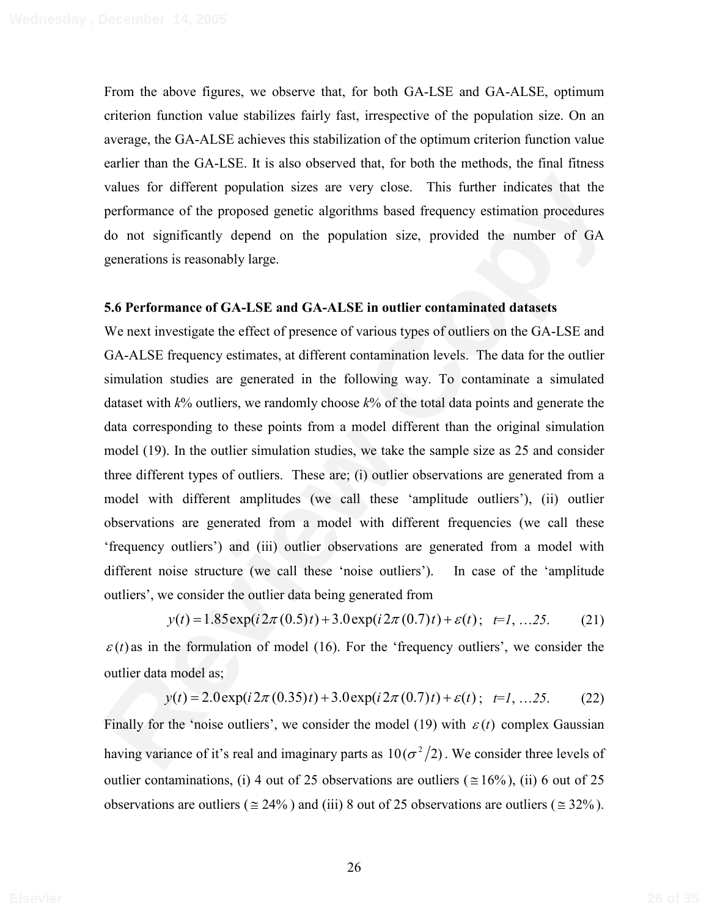From the above figures, we observe that, for both GA-LSE and GA-ALSE, optimum criterion function value stabilizes fairly fast, irrespective of the population size. On an average, the GA-ALSE achieves this stabilization of the optimum criterion function value earlier than the GA-LSE. It is also observed that, for both the methods, the final fitness values for different population sizes are very close. This further indicates that the performance of the proposed genetic algorithms based frequency estimation procedures do not significantly depend on the population size, provided the number of GA generations is reasonably large.

### 5.6 Performance of GA-LSE and GA-ALSE in outlier contaminated datasets

We next investigate the effect of presence of various types of outliers on the GA-LSE and GA-ALSE frequency estimates, at different contamination levels. The data for the outlier simulation studies are generated in the following way. To contaminate a simulated dataset with *k*% outliers, we randomly choose *k*% of the total data points and generate the data corresponding to these points from a model different than the original simulation model (19). In the outlier simulation studies, we take the sample size as 25 and consider three different types of outliers. These are; (i) outlier observations are generated from a model with different amplitudes (we call these 'amplitude outliers'), (ii) outlier observations are generated from a model with different frequencies (we call these 'frequency outliers') and (iii) outlier observations are generated from a model with different noise structure (we call these 'noise outliers'). In case of the 'amplitude outliers', we consider the outlier data being generated from

$$y(t) = 1.85\exp(i2\pi(0.5)t) + 3.0\exp(i2\pi(0.7)t) + \varepsilon(t); \quad t=1, \ldots 25. \tag{21}$$

$\varepsilon(t)$ as in the formulation of model (16). For the 'frequency outliers', we consider the outlier data model as;

$$y(t) = 2.0\exp(i2\pi(0.35)t) + 3.0\exp(i2\pi(0.7)t) + \varepsilon(t); \quad t=1, \ldots 25. \tag{22}$$

Finally for the 'noise outliers', we consider the model (19) with $\varepsilon(t)$ complex Gaussian having variance of it's real and imaginary parts as $10(\sigma^2/2)$. We consider three levels of outlier contaminations, (i) 4 out of 25 observations are outliers ($\cong 16\%$), (ii) 6 out of 25 observations are outliers ($\cong 24\%$) and (iii) 8 out of 25 observations are outliers ($\cong 32\%$).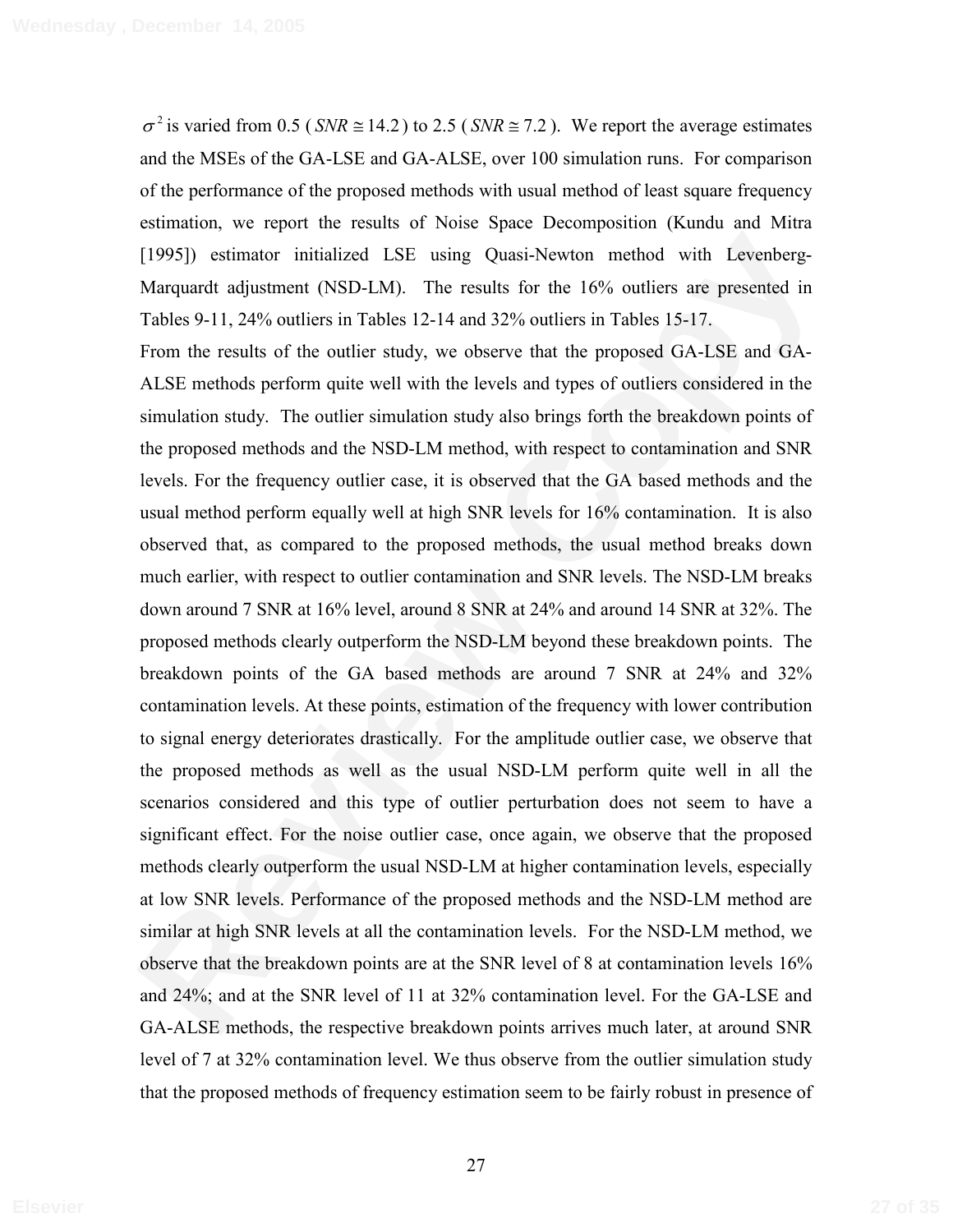$\sigma^2$ is varied from 0.5 ($SNR \cong 14.2$) to 2.5 ($SNR \cong 7.2$). We report the average estimates and the MSEs of the GA-LSE and GA-ALSE, over 100 simulation runs. For comparison of the performance of the proposed methods with usual method of least square frequency estimation, we report the results of Noise Space Decomposition (Kundu and Mitra [1995]) estimator initialized LSE using Quasi-Newton method with Levenberg-Marquardt adjustment (NSD-LM). The results for the 16% outliers are presented in Tables 9-11, 24% outliers in Tables 12-14 and 32% outliers in Tables 15-17.

From the results of the outlier study, we observe that the proposed GA-LSE and GA-ALSE methods perform quite well with the levels and types of outliers considered in the simulation study. The outlier simulation study also brings forth the breakdown points of the proposed methods and the NSD-LM method, with respect to contamination and SNR levels. For the frequency outlier case, it is observed that the GA based methods and the usual method perform equally well at high SNR levels for 16% contamination. It is also observed that, as compared to the proposed methods, the usual method breaks down much earlier, with respect to outlier contamination and SNR levels. The NSD-LM breaks down around 7 SNR at 16% level, around 8 SNR at 24% and around 14 SNR at 32%. The proposed methods clearly outperform the NSD-LM beyond these breakdown points. The breakdown points of the GA based methods are around 7 SNR at 24% and 32% contamination levels. At these points, estimation of the frequency with lower contribution to signal energy deteriorates drastically. For the amplitude outlier case, we observe that the proposed methods as well as the usual NSD-LM perform quite well in all the scenarios considered and this type of outlier perturbation does not seem to have a significant effect. For the noise outlier case, once again, we observe that the proposed methods clearly outperform the usual NSD-LM at higher contamination levels, especially at low SNR levels. Performance of the proposed methods and the NSD-LM method are similar at high SNR levels at all the contamination levels. For the NSD-LM method, we observe that the breakdown points are at the SNR level of 8 at contamination levels 16% and 24%; and at the SNR level of 11 at 32% contamination level. For the GA-LSE and GA-ALSE methods, the respective breakdown points arrives much later, at around SNR level of 7 at 32% contamination level. We thus observe from the outlier simulation study that the proposed methods of frequency estimation seem to be fairly robust in presence of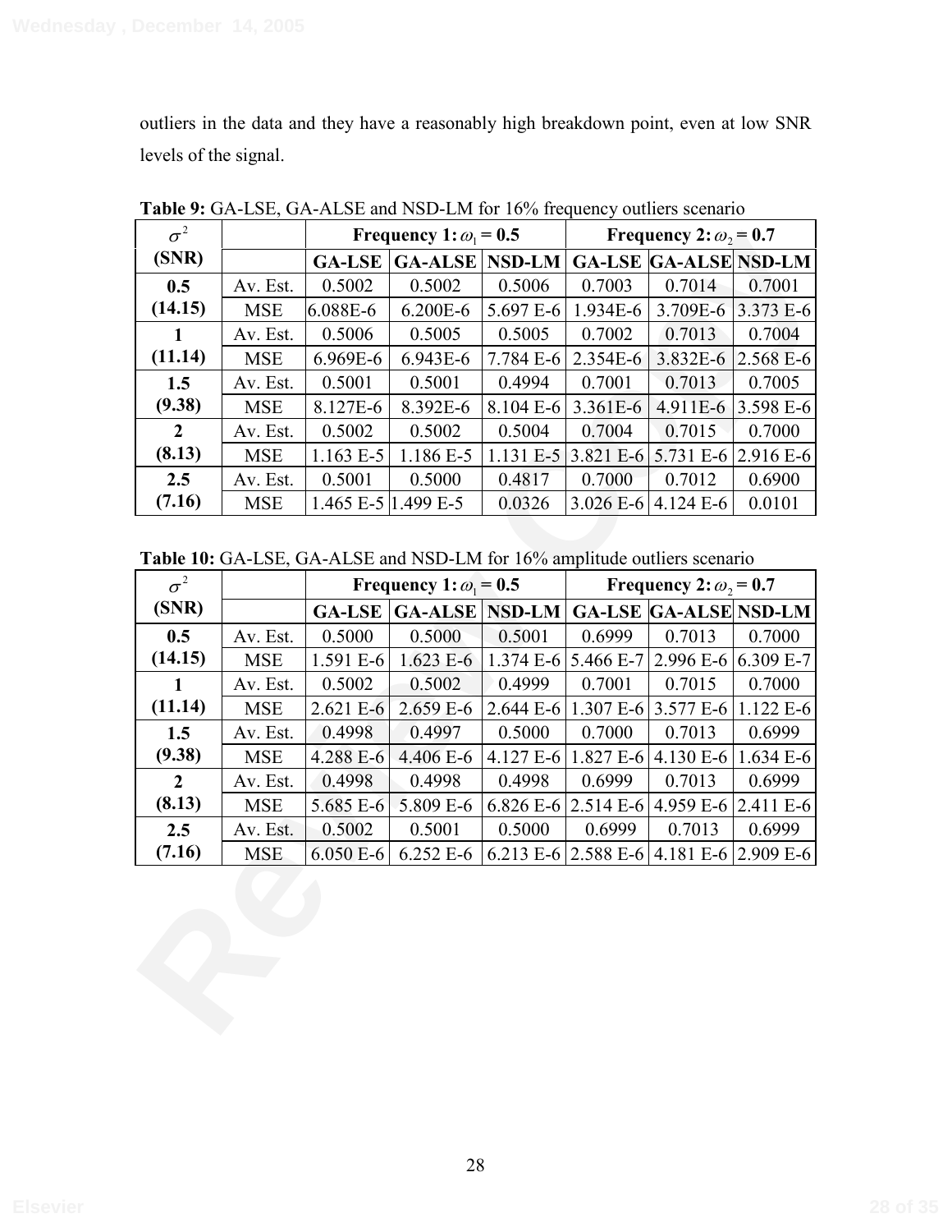outliers in the data and they have a reasonably high breakdown point, even at low SNR levels of the signal.

**Table 9:** GA-LSE, GA-ALSE and NSD-LM for 16% frequency outliers scenario

| $\sigma^2$ (SNR) | | Frequency 1: $\omega_1$ = 0.5 | | | Frequency 2: $\omega_2$ = 0.7 | | |
|---|---|---|---|---|---|---|---|
| | | **GA-LSE** | **GA-ALSE** | **NSD-LM** | **GA-LSE** | **GA-ALSE** | **NSD-LM** |
| **0.5 (14.15)** | Av. Est. | 0.5002 | 0.5002 | 0.5006 | 0.7003 | 0.7014 | 0.7001 |
| | MSE | 6.088E-6 | 6.200E-6 | 5.697 E-6 | 1.934E-6 | 3.709E-6 | 3.373 E-6 |
| **1 (11.14)** | Av. Est. | 0.5006 | 0.5005 | 0.5005 | 0.7002 | 0.7013 | 0.7004 |
| | MSE | 6.969E-6 | 6.943E-6 | 7.784 E-6 | 2.354E-6 | 3.832E-6 | 2.568 E-6 |
| **1.5 (9.38)** | Av. Est. | 0.5001 | 0.5001 | 0.4994 | 0.7001 | 0.7013 | 0.7005 |
| | MSE | 8.127E-6 | 8.392E-6 | 8.104 E-6 | 3.361E-6 | 4.911E-6 | 3.598 E-6 |
| **2 (8.13)** | Av. Est. | 0.5002 | 0.5002 | 0.5004 | 0.7004 | 0.7015 | 0.7000 |
| | MSE | 1.163 E-5 | 1.186 E-5 | 1.131 E-5 | 3.821 E-6 | 5.731 E-6 | 2.916 E-6 |
| **2.5 (7.16)** | Av. Est. | 0.5001 | 0.5000 | 0.4817 | 0.7000 | 0.7012 | 0.6900 |
| | MSE | 1.465 E-5 | 1.499 E-5 | 0.0326 | 3.026 E-6 | 4.124 E-6 | 0.0101 |

**Table 10:** GA-LSE, GA-ALSE and NSD-LM for 16% amplitude outliers scenario

| $\sigma^2$ (SNR) | | Frequency 1: $\omega_1$ = 0.5 | | | Frequency 2: $\omega_2$ = 0.7 | | |
|---|---|---|---|---|---|---|---|
| | | **GA-LSE** | **GA-ALSE** | **NSD-LM** | **GA-LSE** | **GA-ALSE** | **NSD-LM** |
| **0.5 (14.15)** | Av. Est. | 0.5000 | 0.5000 | 0.5001 | 0.6999 | 0.7013 | 0.7000 |
| | MSE | 1.591 E-6 | 1.623 E-6 | 1.374 E-6 | 5.466 E-7 | 2.996 E-6 | 6.309 E-7 |
| **1 (11.14)** | Av. Est. | 0.5002 | 0.5002 | 0.4999 | 0.7001 | 0.7015 | 0.7000 |
| | MSE | 2.621 E-6 | 2.659 E-6 | 2.644 E-6 | 1.307 E-6 | 3.577 E-6 | 1.122 E-6 |
| **1.5 (9.38)** | Av. Est. | 0.4998 | 0.4997 | 0.5000 | 0.7000 | 0.7013 | 0.6999 |
| | MSE | 4.288 E-6 | 4.406 E-6 | 4.127 E-6 | 1.827 E-6 | 4.130 E-6 | 1.634 E-6 |
| **2 (8.13)** | Av. Est. | 0.4998 | 0.4998 | 0.4998 | 0.6999 | 0.7013 | 0.6999 |
| | MSE | 5.685 E-6 | 5.809 E-6 | 6.826 E-6 | 2.514 E-6 | 4.959 E-6 | 2.411 E-6 |
| **2.5 (7.16)** | Av. Est. | 0.5002 | 0.5001 | 0.5000 | 0.6999 | 0.7013 | 0.6999 |
| | MSE | 6.050 E-6 | 6.252 E-6 | 6.213 E-6 | 2.588 E-6 | 4.181 E-6 | 2.909 E-6 |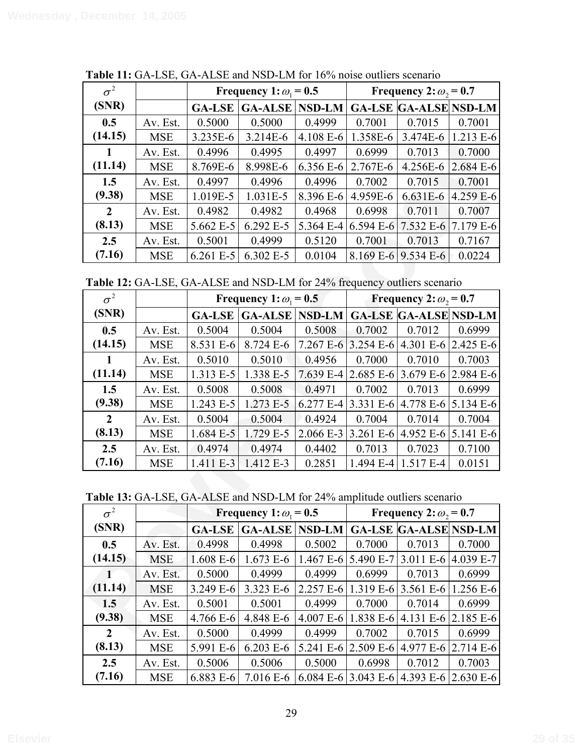**Table 11:** GA-LSE, GA-ALSE and NSD-LM for 16% noise outliers scenario

| $\sigma^2$ (SNR) | | Frequency 1: $\omega_1 = 0.5$ | | | Frequency 2: $\omega_2 = 0.7$ | | |
|---|---|---|---|---|---|---|---|
| | | **GA-LSE** | **GA-ALSE** | **NSD-LM** | **GA-LSE** | **GA-ALSE** | **NSD-LM** |
| **0.5** | Av. Est. | 0.5000 | 0.5000 | 0.4999 | 0.7001 | 0.7015 | 0.7001 |
| **(14.15)** | MSE | 3.235E-6 | 3.214E-6 | 4.108 E-6 | 1.358E-6 | 3.474E-6 | 1.213 E-6 |
| **1** | Av. Est. | 0.4996 | 0.4995 | 0.4997 | 0.6999 | 0.7013 | 0.7000 |
| **(11.14)** | MSE | 8.769E-6 | 8.998E-6 | 6.356 E-6 | 2.767E-6 | 4.256E-6 | 2.684 E-6 |
| **1.5** | Av. Est. | 0.4997 | 0.4996 | 0.4996 | 0.7002 | 0.7015 | 0.7001 |
| **(9.38)** | MSE | 1.019E-5 | 1.031E-5 | 8.396 E-6 | 4.959E-6 | 6.631E-6 | 4.259 E-6 |
| **2** | Av. Est. | 0.4982 | 0.4982 | 0.4968 | 0.6998 | 0.7011 | 0.7007 |
| **(8.13)** | MSE | 5.662 E-5 | 6.292 E-5 | 5.364 E-4 | 6.594 E-6 | 7.532 E-6 | 7.179 E-6 |
| **2.5** | Av. Est. | 0.5001 | 0.4999 | 0.5120 | 0.7001 | 0.7013 | 0.7167 |
| **(7.16)** | MSE | 6.261 E-5 | 6.302 E-5 | 0.0104 | 8.169 E-6 | 9.534 E-6 | 0.0224 |

**Table 12:** GA-LSE, GA-ALSE and NSD-LM for 24% frequency outliers scenario

| $\sigma^2$ (SNR) | | Frequency 1: $\omega_1 = 0.5$ | | | Frequency 2: $\omega_2 = 0.7$ | | |
|---|---|---|---|---|---|---|---|
| | | **GA-LSE** | **GA-ALSE** | **NSD-LM** | **GA-LSE** | **GA-ALSE** | **NSD-LM** |
| **0.5** | Av. Est. | 0.5004 | 0.5004 | 0.5008 | 0.7002 | 0.7012 | 0.6999 |
| **(14.15)** | MSE | 8.531 E-6 | 8.724 E-6 | 7.267 E-6 | 3.254 E-6 | 4.301 E-6 | 2.425 E-6 |
| **1** | Av. Est. | 0.5010 | 0.5010 | 0.4956 | 0.7000 | 0.7010 | 0.7003 |
| **(11.14)** | MSE | 1.313 E-5 | 1.338 E-5 | 7.639 E-4 | 2.685 E-6 | 3.679 E-6 | 2.984 E-6 |
| **1.5** | Av. Est. | 0.5008 | 0.5008 | 0.4971 | 0.7002 | 0.7013 | 0.6999 |
| **(9.38)** | MSE | 1.243 E-5 | 1.273 E-5 | 6.277 E-4 | 3.331 E-6 | 4.778 E-6 | 5.134 E-6 |
| **2** | Av. Est. | 0.5004 | 0.5004 | 0.4924 | 0.7004 | 0.7014 | 0.7004 |
| **(8.13)** | MSE | 1.684 E-5 | 1.729 E-5 | 2.066 E-3 | 3.261 E-6 | 4.952 E-6 | 5.141 E-6 |
| **2.5** | Av. Est. | 0.4974 | 0.4974 | 0.4402 | 0.7013 | 0.7023 | 0.7100 |
| **(7.16)** | MSE | 1.411 E-3 | 1.412 E-3 | 0.2851 | 1.494 E-4 | 1.517 E-4 | 0.0151 |

**Table 13:** GA-LSE, GA-ALSE and NSD-LM for 24% amplitude outliers scenario

| $\sigma^2$ (SNR) | | Frequency 1: $\omega_1 = 0.5$ | | | Frequency 2: $\omega_2 = 0.7$ | | |
|---|---|---|---|---|---|---|---|
| | | **GA-LSE** | **GA-ALSE** | **NSD-LM** | **GA-LSE** | **GA-ALSE** | **NSD-LM** |
| **0.5** | Av. Est. | 0.4998 | 0.4998 | 0.5002 | 0.7000 | 0.7013 | 0.7000 |
| **(14.15)** | MSE | 1.608 E-6 | 1.673 E-6 | 1.467 E-6 | 5.490 E-7 | 3.011 E-6 | 4.039 E-7 |
| **1** | Av. Est. | 0.5000 | 0.4999 | 0.4999 | 0.6999 | 0.7013 | 0.6999 |
| **(11.14)** | MSE | 3.249 E-6 | 3.323 E-6 | 2.257 E-6 | 1.319 E-6 | 3.561 E-6 | 1.256 E-6 |
| **1.5** | Av. Est. | 0.5001 | 0.5001 | 0.4999 | 0.7000 | 0.7014 | 0.6999 |
| **(9.38)** | MSE | 4.766 E-6 | 4.848 E-6 | 4.007 E-6 | 1.838 E-6 | 4.131 E-6 | 2.185 E-6 |
| **2** | Av. Est. | 0.5000 | 0.4999 | 0.4999 | 0.7002 | 0.7015 | 0.6999 |
| **(8.13)** | MSE | 5.991 E-6 | 6.203 E-6 | 5.241 E-6 | 2.509 E-6 | 4.977 E-6 | 2.714 E-6 |
| **2.5** | Av. Est. | 0.5006 | 0.5006 | 0.5000 | 0.6998 | 0.7012 | 0.7003 |
| **(7.16)** | MSE | 6.883 E-6 | 7.016 E-6 | 6.084 E-6 | 3.043 E-6 | 4.393 E-6 | 2.630 E-6 |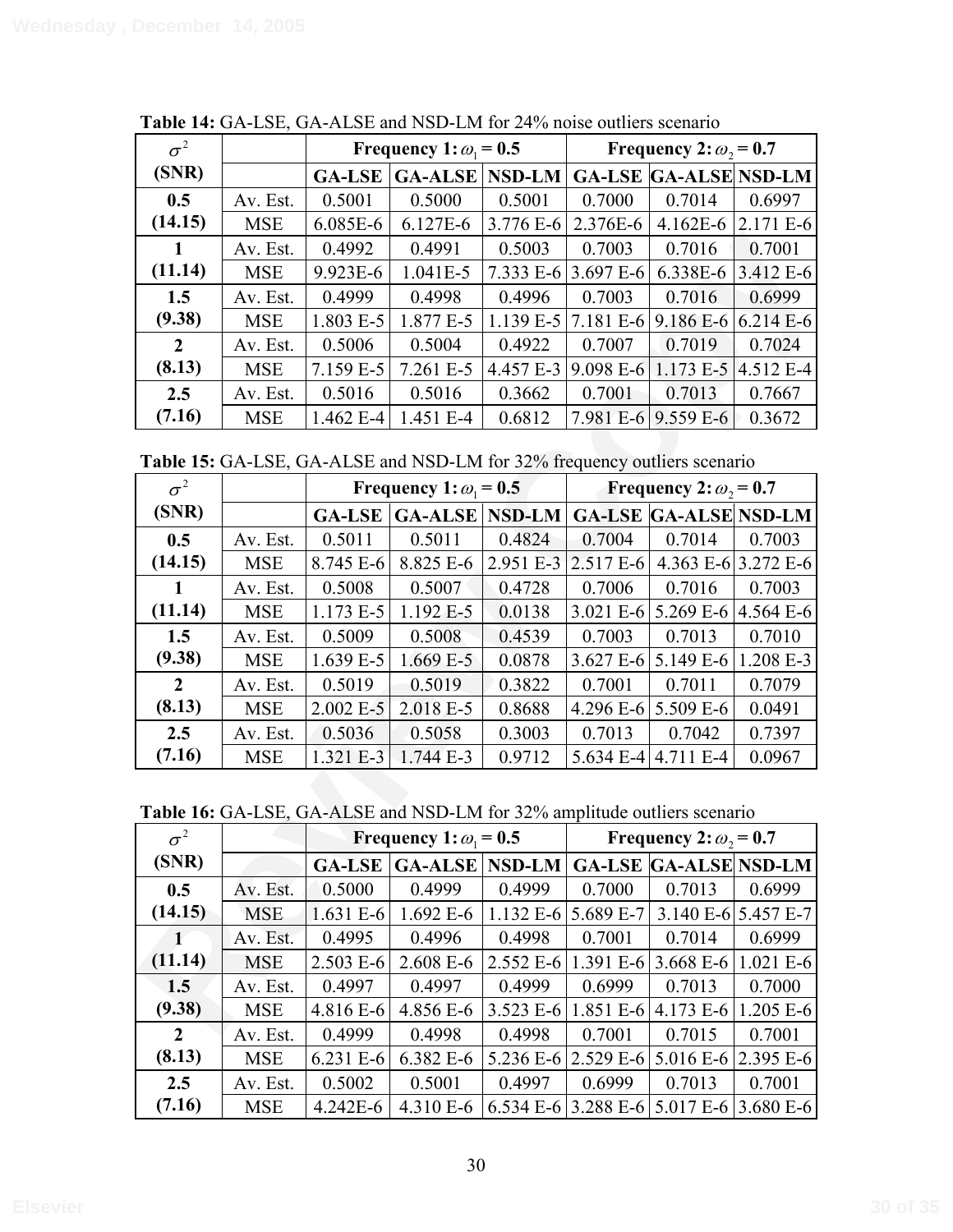**Table 14:** GA-LSE, GA-ALSE and NSD-LM for 24% noise outliers scenario

| $\sigma^2$ (SNR) | | Frequency 1: $\omega_1$ = 0.5 | | | Frequency 2: $\omega_2$ = 0.7 | | |
|---|---|---|---|---|---|---|---|
| | | **GA-LSE** | **GA-ALSE** | **NSD-LM** | **GA-LSE** | **GA-ALSE** | **NSD-LM** |
| **0.5 (14.15)** | Av. Est. | 0.5001 | 0.5000 | 0.5001 | 0.7000 | 0.7014 | 0.6997 |
| | MSE | 6.085E-6 | 6.127E-6 | 3.776 E-6 | 2.376E-6 | 4.162E-6 | 2.171 E-6 |
| **1 (11.14)** | Av. Est. | 0.4992 | 0.4991 | 0.5003 | 0.7003 | 0.7016 | 0.7001 |
| | MSE | 9.923E-6 | 1.041E-5 | 7.333 E-6 | 3.697 E-6 | 6.338E-6 | 3.412 E-6 |
| **1.5 (9.38)** | Av. Est. | 0.4999 | 0.4998 | 0.4996 | 0.7003 | 0.7016 | 0.6999 |
| | MSE | 1.803 E-5 | 1.877 E-5 | 1.139 E-5 | 7.181 E-6 | 9.186 E-6 | 6.214 E-6 |
| **2 (8.13)** | Av. Est. | 0.5006 | 0.5004 | 0.4922 | 0.7007 | 0.7019 | 0.7024 |
| | MSE | 7.159 E-5 | 7.261 E-5 | 4.457 E-3 | 9.098 E-6 | 1.173 E-5 | 4.512 E-4 |
| **2.5 (7.16)** | Av. Est. | 0.5016 | 0.5016 | 0.3662 | 0.7001 | 0.7013 | 0.7667 |
| | MSE | 1.462 E-4 | 1.451 E-4 | 0.6812 | 7.981 E-6 | 9.559 E-6 | 0.3672 |

**Table 15:** GA-LSE, GA-ALSE and NSD-LM for 32% frequency outliers scenario

| $\sigma^2$ (SNR) | | Frequency 1: $\omega_1$ = 0.5 | | | Frequency 2: $\omega_2$ = 0.7 | | |
|---|---|---|---|---|---|---|---|
| | | **GA-LSE** | **GA-ALSE** | **NSD-LM** | **GA-LSE** | **GA-ALSE** | **NSD-LM** |
| **0.5 (14.15)** | Av. Est. | 0.5011 | 0.5011 | 0.4824 | 0.7004 | 0.7014 | 0.7003 |
| | MSE | 8.745 E-6 | 8.825 E-6 | 2.951 E-3 | 2.517 E-6 | 4.363 E-6 | 3.272 E-6 |
| **1 (11.14)** | Av. Est. | 0.5008 | 0.5007 | 0.4728 | 0.7006 | 0.7016 | 0.7003 |
| | MSE | 1.173 E-5 | 1.192 E-5 | 0.0138 | 3.021 E-6 | 5.269 E-6 | 4.564 E-6 |
| **1.5 (9.38)** | Av. Est. | 0.5009 | 0.5008 | 0.4539 | 0.7003 | 0.7013 | 0.7010 |
| | MSE | 1.639 E-5 | 1.669 E-5 | 0.0878 | 3.627 E-6 | 5.149 E-6 | 1.208 E-3 |
| **2 (8.13)** | Av. Est. | 0.5019 | 0.5019 | 0.3822 | 0.7001 | 0.7011 | 0.7079 |
| | MSE | 2.002 E-5 | 2.018 E-5 | 0.8688 | 4.296 E-6 | 5.509 E-6 | 0.0491 |
| **2.5 (7.16)** | Av. Est. | 0.5036 | 0.5058 | 0.3003 | 0.7013 | 0.7042 | 0.7397 |
| | MSE | 1.321 E-3 | 1.744 E-3 | 0.9712 | 5.634 E-4 | 4.711 E-4 | 0.0967 |

**Table 16:** GA-LSE, GA-ALSE and NSD-LM for 32% amplitude outliers scenario

| $\sigma^2$ (SNR) | | Frequency 1: $\omega_1$ = 0.5 | | | Frequency 2: $\omega_2$ = 0.7 | | |
|---|---|---|---|---|---|---|---|
| | | **GA-LSE** | **GA-ALSE** | **NSD-LM** | **GA-LSE** | **GA-ALSE** | **NSD-LM** |
| **0.5 (14.15)** | Av. Est. | 0.5000 | 0.4999 | 0.4999 | 0.7000 | 0.7013 | 0.6999 |
| | MSE | 1.631 E-6 | 1.692 E-6 | 1.132 E-6 | 5.689 E-7 | 3.140 E-6 | 5.457 E-7 |
| **1 (11.14)** | Av. Est. | 0.4995 | 0.4996 | 0.4998 | 0.7001 | 0.7014 | 0.6999 |
| | MSE | 2.503 E-6 | 2.608 E-6 | 2.552 E-6 | 1.391 E-6 | 3.668 E-6 | 1.021 E-6 |
| **1.5 (9.38)** | Av. Est. | 0.4997 | 0.4997 | 0.4999 | 0.6999 | 0.7013 | 0.7000 |
| | MSE | 4.816 E-6 | 4.856 E-6 | 3.523 E-6 | 1.851 E-6 | 4.173 E-6 | 1.205 E-6 |
| **2 (8.13)** | Av. Est. | 0.4999 | 0.4998 | 0.4998 | 0.7001 | 0.7015 | 0.7001 |
| | MSE | 6.231 E-6 | 6.382 E-6 | 5.236 E-6 | 2.529 E-6 | 5.016 E-6 | 2.395 E-6 |
| **2.5 (7.16)** | Av. Est. | 0.5002 | 0.5001 | 0.4997 | 0.6999 | 0.7013 | 0.7001 |
| | MSE | 4.242E-6 | 4.310 E-6 | 6.534 E-6 | 3.288 E-6 | 5.017 E-6 | 3.680 E-6 |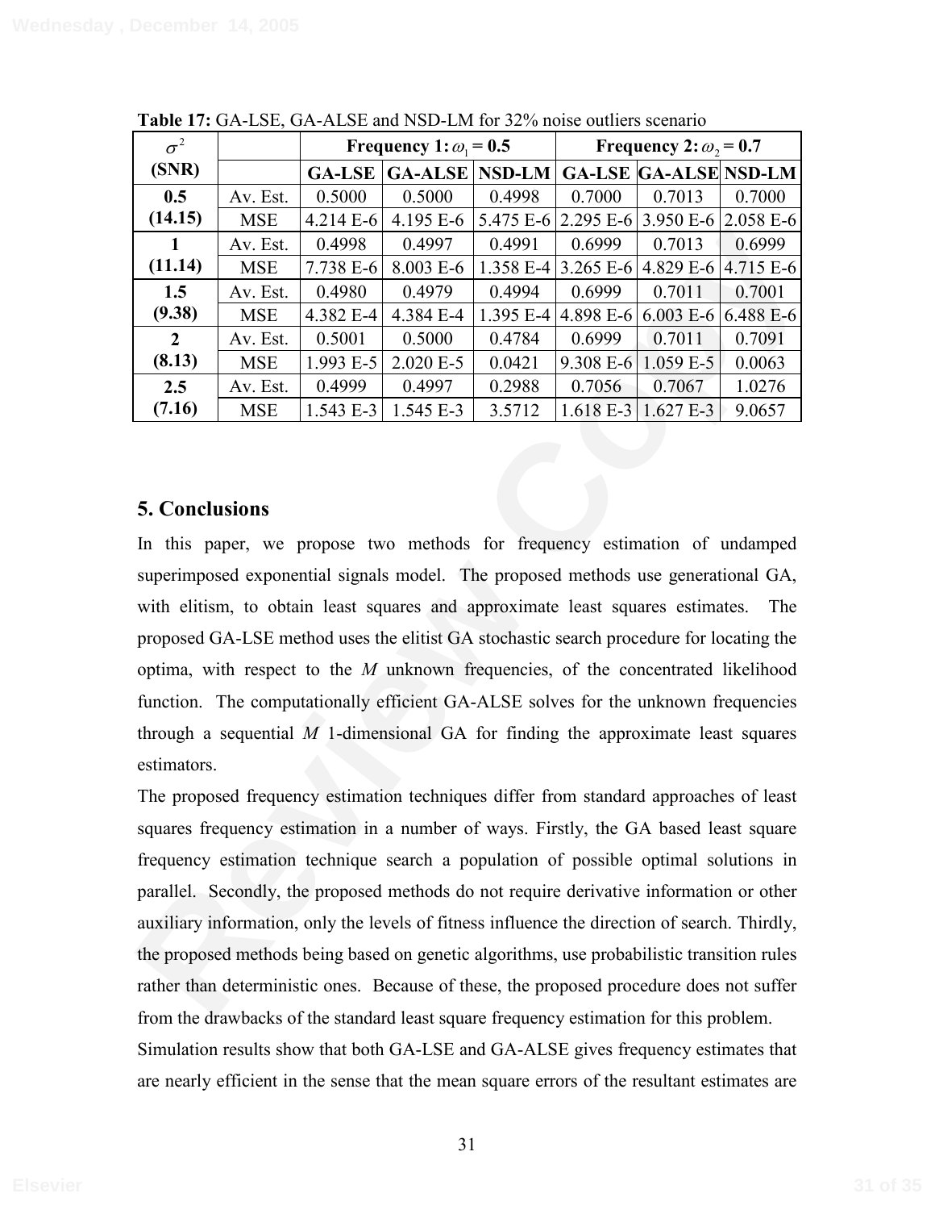**Table 17:** GA-LSE, GA-ALSE and NSD-LM for 32% noise outliers scenario

| $\sigma^2$ (SNR) | | Frequency 1: $\omega_1$ = 0.5 | | | Frequency 2: $\omega_2$ = 0.7 | | |
|---|---|---|---|---|---|---|---|
| | | **GA-LSE** | **GA-ALSE** | **NSD-LM** | **GA-LSE** | **GA-ALSE** | **NSD-LM** |
| **0.5 (14.15)** | Av. Est. | 0.5000 | 0.5000 | 0.4998 | 0.7000 | 0.7013 | 0.7000 |
| | MSE | 4.214 E-6 | 4.195 E-6 | 5.475 E-6 | 2.295 E-6 | 3.950 E-6 | 2.058 E-6 |
| **1 (11.14)** | Av. Est. | 0.4998 | 0.4997 | 0.4991 | 0.6999 | 0.7013 | 0.6999 |
| | MSE | 7.738 E-6 | 8.003 E-6 | 1.358 E-4 | 3.265 E-6 | 4.829 E-6 | 4.715 E-6 |
| **1.5 (9.38)** | Av. Est. | 0.4980 | 0.4979 | 0.4994 | 0.6999 | 0.7011 | 0.7001 |
| | MSE | 4.382 E-4 | 4.384 E-4 | 1.395 E-4 | 4.898 E-6 | 6.003 E-6 | 6.488 E-6 |
| **2 (8.13)** | Av. Est. | 0.5001 | 0.5000 | 0.4784 | 0.6999 | 0.7011 | 0.7091 |
| | MSE | 1.993 E-5 | 2.020 E-5 | 0.0421 | 9.308 E-6 | 1.059 E-5 | 0.0063 |
| **2.5 (7.16)** | Av. Est. | 0.4999 | 0.4997 | 0.2988 | 0.7056 | 0.7067 | 1.0276 |
| | MSE | 1.543 E-3 | 1.545 E-3 | 3.5712 | 1.618 E-3 | 1.627 E-3 | 9.0657 |

## 5. Conclusions

In this paper, we propose two methods for frequency estimation of undamped superimposed exponential signals model. The proposed methods use generational GA, with elitism, to obtain least squares and approximate least squares estimates. The proposed GA-LSE method uses the elitist GA stochastic search procedure for locating the optima, with respect to the $M$ unknown frequencies, of the concentrated likelihood function. The computationally efficient GA-ALSE solves for the unknown frequencies through a sequential $M$ 1-dimensional GA for finding the approximate least squares estimators.

The proposed frequency estimation techniques differ from standard approaches of least squares frequency estimation in a number of ways. Firstly, the GA based least square frequency estimation technique search a population of possible optimal solutions in parallel. Secondly, the proposed methods do not require derivative information or other auxiliary information, only the levels of fitness influence the direction of search. Thirdly, the proposed methods being based on genetic algorithms, use probabilistic transition rules rather than deterministic ones. Because of these, the proposed procedure does not suffer from the drawbacks of the standard least square frequency estimation for this problem.

Simulation results show that both GA-LSE and GA-ALSE gives frequency estimates that are nearly efficient in the sense that the mean square errors of the resultant estimates are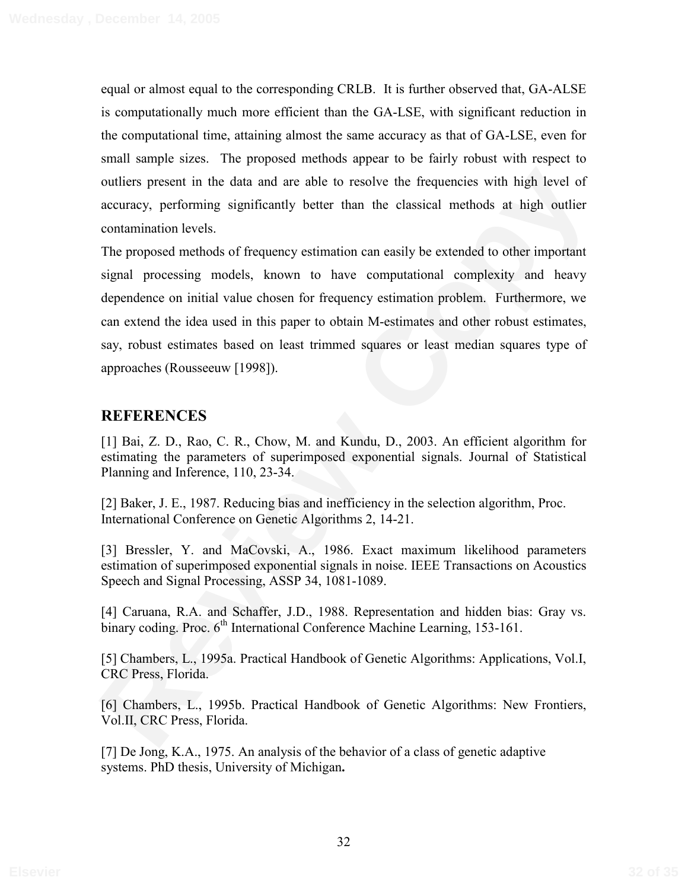equal or almost equal to the corresponding CRLB. It is further observed that, GA-ALSE is computationally much more efficient than the GA-LSE, with significant reduction in the computational time, attaining almost the same accuracy as that of GA-LSE, even for small sample sizes. The proposed methods appear to be fairly robust with respect to outliers present in the data and are able to resolve the frequencies with high level of accuracy, performing significantly better than the classical methods at high outlier contamination levels.

The proposed methods of frequency estimation can easily be extended to other important signal processing models, known to have computational complexity and heavy dependence on initial value chosen for frequency estimation problem. Furthermore, we can extend the idea used in this paper to obtain M-estimates and other robust estimates, say, robust estimates based on least trimmed squares or least median squares type of approaches (Rousseeuw [1998]).

## REFERENCES

[1] Bai, Z. D., Rao, C. R., Chow, M. and Kundu, D., 2003. An efficient algorithm for estimating the parameters of superimposed exponential signals. Journal of Statistical Planning and Inference, 110, 23-34.

[2] Baker, J. E., 1987. Reducing bias and inefficiency in the selection algorithm, Proc. International Conference on Genetic Algorithms 2, 14-21.

[3] Bressler, Y. and MaCovski, A., 1986. Exact maximum likelihood parameters estimation of superimposed exponential signals in noise. IEEE Transactions on Acoustics Speech and Signal Processing, ASSP 34, 1081-1089.

[4] Caruana, R.A. and Schaffer, J.D., 1988. Representation and hidden bias: Gray vs. binary coding. Proc. 6th International Conference Machine Learning, 153-161.

[5] Chambers, L., 1995a. Practical Handbook of Genetic Algorithms: Applications, Vol.I, CRC Press, Florida.

[6] Chambers, L., 1995b. Practical Handbook of Genetic Algorithms: New Frontiers, Vol.II, CRC Press, Florida.

[7] De Jong, K.A., 1975. An analysis of the behavior of a class of genetic adaptive systems. PhD thesis, University of Michigan.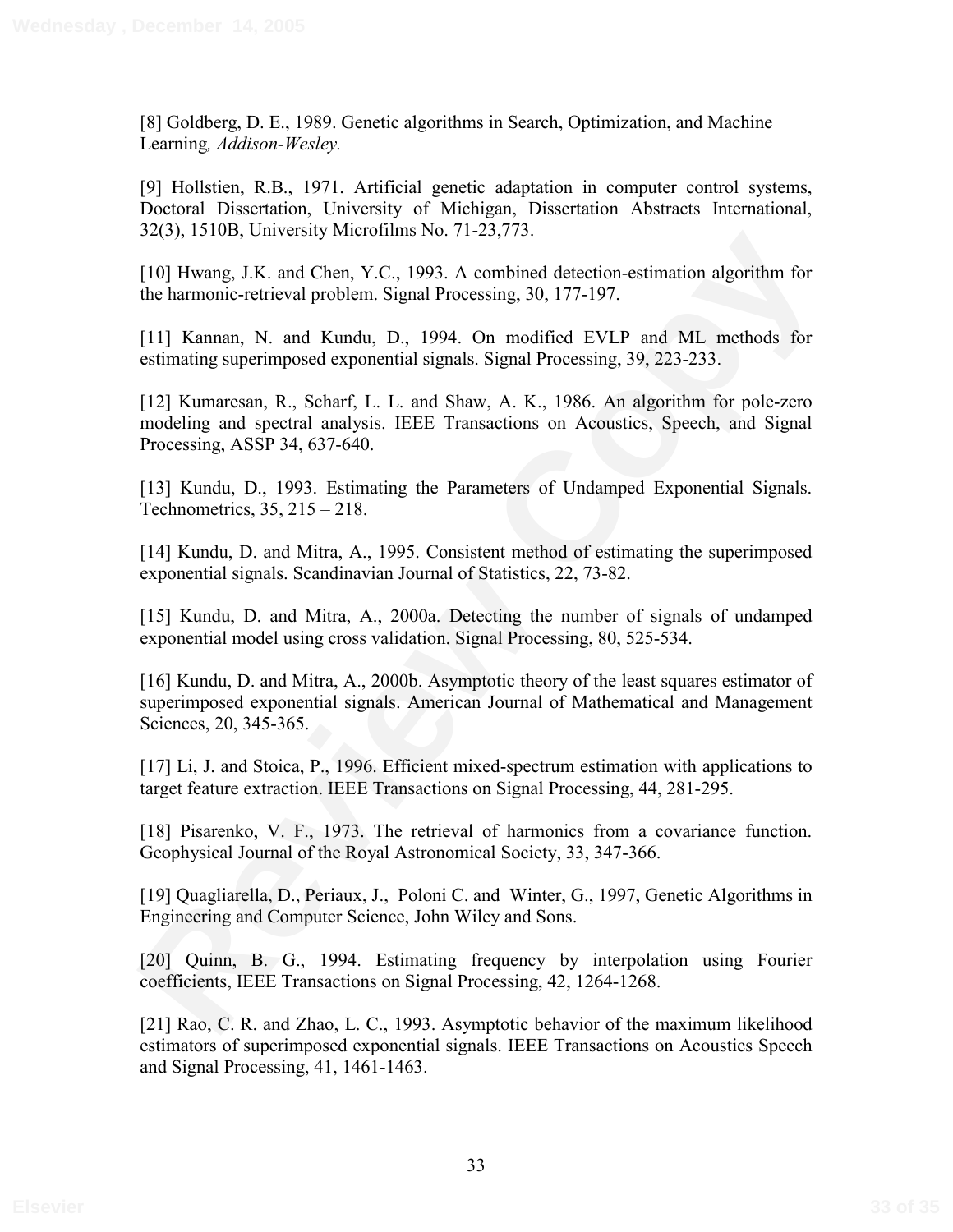[8] Goldberg, D. E., 1989. Genetic algorithms in Search, Optimization, and Machine Learning*, Addison-Wesley.*

[9] Hollstien, R.B., 1971. Artificial genetic adaptation in computer control systems, Doctoral Dissertation, University of Michigan, Dissertation Abstracts International, 32(3), 1510B, University Microfilms No. 71-23,773.

[10] Hwang, J.K. and Chen, Y.C., 1993. A combined detection-estimation algorithm for the harmonic-retrieval problem. Signal Processing, 30, 177-197.

[11] Kannan, N. and Kundu, D., 1994. On modified EVLP and ML methods for estimating superimposed exponential signals. Signal Processing, 39, 223-233.

[12] Kumaresan, R., Scharf, L. L. and Shaw, A. K., 1986. An algorithm for pole-zero modeling and spectral analysis. IEEE Transactions on Acoustics, Speech, and Signal Processing, ASSP 34, 637-640.

[13] Kundu, D., 1993. Estimating the Parameters of Undamped Exponential Signals. Technometrics, 35, 215 – 218.

[14] Kundu, D. and Mitra, A., 1995. Consistent method of estimating the superimposed exponential signals. Scandinavian Journal of Statistics, 22, 73-82.

[15] Kundu, D. and Mitra, A., 2000a. Detecting the number of signals of undamped exponential model using cross validation. Signal Processing, 80, 525-534.

[16] Kundu, D. and Mitra, A., 2000b. Asymptotic theory of the least squares estimator of superimposed exponential signals. American Journal of Mathematical and Management Sciences, 20, 345-365.

[17] Li, J. and Stoica, P., 1996. Efficient mixed-spectrum estimation with applications to target feature extraction. IEEE Transactions on Signal Processing, 44, 281-295.

[18] Pisarenko, V. F., 1973. The retrieval of harmonics from a covariance function. Geophysical Journal of the Royal Astronomical Society, 33, 347-366.

[19] Quagliarella, D., Periaux, J., Poloni C. and Winter, G., 1997, Genetic Algorithms in Engineering and Computer Science, John Wiley and Sons.

[20] Quinn, B. G., 1994. Estimating frequency by interpolation using Fourier coefficients, IEEE Transactions on Signal Processing, 42, 1264-1268.

[21] Rao, C. R. and Zhao, L. C., 1993. Asymptotic behavior of the maximum likelihood estimators of superimposed exponential signals. IEEE Transactions on Acoustics Speech and Signal Processing, 41, 1461-1463.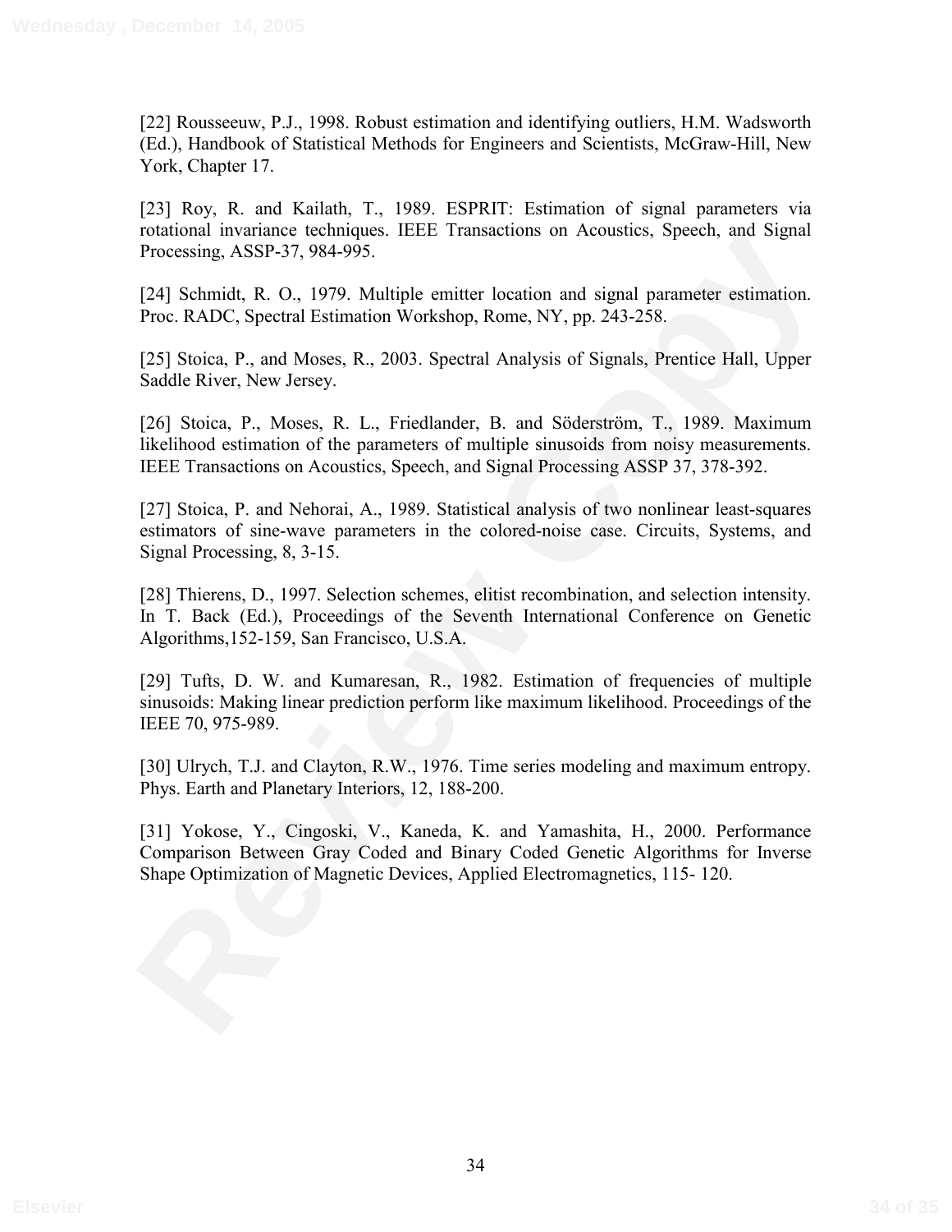[22] Rousseeuw, P.J., 1998. Robust estimation and identifying outliers, H.M. Wadsworth (Ed.), Handbook of Statistical Methods for Engineers and Scientists, McGraw-Hill, New York, Chapter 17.

[23] Roy, R. and Kailath, T., 1989. ESPRIT: Estimation of signal parameters via rotational invariance techniques. IEEE Transactions on Acoustics, Speech, and Signal Processing, ASSP-37, 984-995.

[24] Schmidt, R. O., 1979. Multiple emitter location and signal parameter estimation. Proc. RADC, Spectral Estimation Workshop, Rome, NY, pp. 243-258.

[25] Stoica, P., and Moses, R., 2003. Spectral Analysis of Signals, Prentice Hall, Upper Saddle River, New Jersey.

[26] Stoica, P., Moses, R. L., Friedlander, B. and Söderström, T., 1989. Maximum likelihood estimation of the parameters of multiple sinusoids from noisy measurements. IEEE Transactions on Acoustics, Speech, and Signal Processing ASSP 37, 378-392.

[27] Stoica, P. and Nehorai, A., 1989. Statistical analysis of two nonlinear least-squares estimators of sine-wave parameters in the colored-noise case. Circuits, Systems, and Signal Processing, 8, 3-15.

[28] Thierens, D., 1997. Selection schemes, elitist recombination, and selection intensity. In T. Back (Ed.), Proceedings of the Seventh International Conference on Genetic Algorithms,152-159, San Francisco, U.S.A.

[29] Tufts, D. W. and Kumaresan, R., 1982. Estimation of frequencies of multiple sinusoids: Making linear prediction perform like maximum likelihood. Proceedings of the IEEE 70, 975-989.

[30] Ulrych, T.J. and Clayton, R.W., 1976. Time series modeling and maximum entropy. Phys. Earth and Planetary Interiors, 12, 188-200.

[31] Yokose, Y., Cingoski, V., Kaneda, K. and Yamashita, H., 2000. Performance Comparison Between Gray Coded and Binary Coded Genetic Algorithms for Inverse Shape Optimization of Magnetic Devices, Applied Electromagnetics, 115- 120.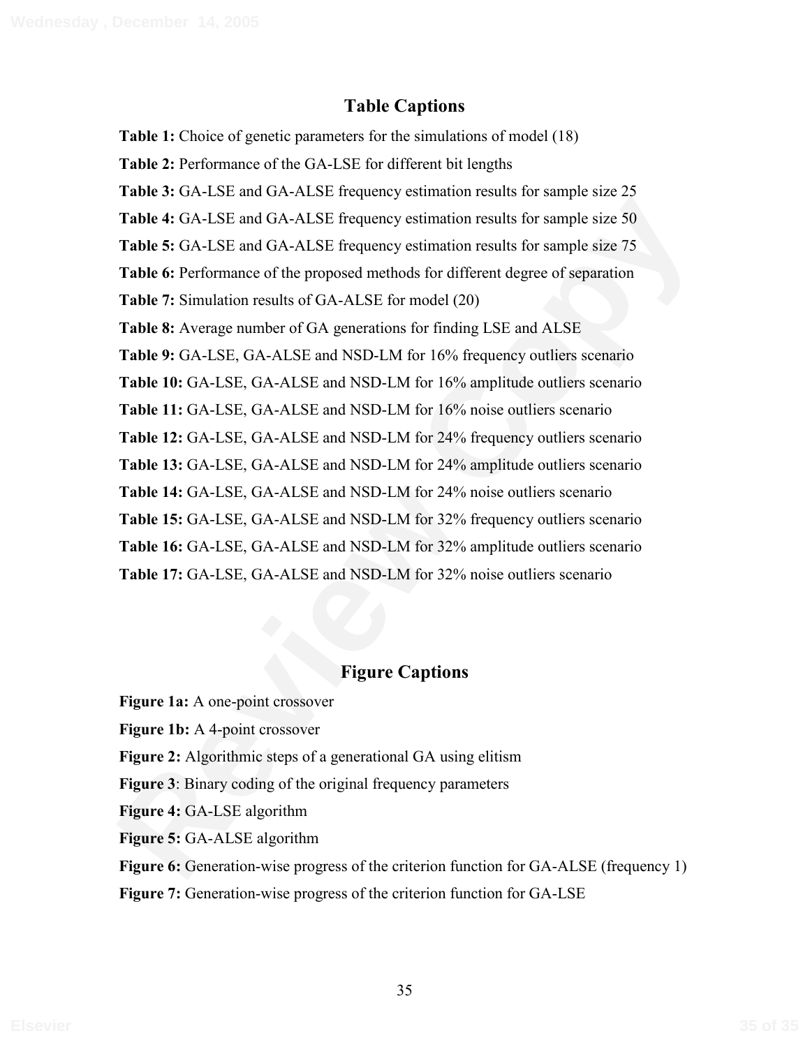## Table Captions

**Table 1:** Choice of genetic parameters for the simulations of model (18)

**Table 2:** Performance of the GA-LSE for different bit lengths

**Table 3:** GA-LSE and GA-ALSE frequency estimation results for sample size 25

**Table 4:** GA-LSE and GA-ALSE frequency estimation results for sample size 50

**Table 5:** GA-LSE and GA-ALSE frequency estimation results for sample size 75

**Table 6:** Performance of the proposed methods for different degree of separation

**Table 7:** Simulation results of GA-ALSE for model (20)

**Table 8:** Average number of GA generations for finding LSE and ALSE

**Table 9:** GA-LSE, GA-ALSE and NSD-LM for 16% frequency outliers scenario

**Table 10:** GA-LSE, GA-ALSE and NSD-LM for 16% amplitude outliers scenario

**Table 11:** GA-LSE, GA-ALSE and NSD-LM for 16% noise outliers scenario

**Table 12:** GA-LSE, GA-ALSE and NSD-LM for 24% frequency outliers scenario

**Table 13:** GA-LSE, GA-ALSE and NSD-LM for 24% amplitude outliers scenario

**Table 14:** GA-LSE, GA-ALSE and NSD-LM for 24% noise outliers scenario

**Table 15:** GA-LSE, GA-ALSE and NSD-LM for 32% frequency outliers scenario

**Table 16:** GA-LSE, GA-ALSE and NSD-LM for 32% amplitude outliers scenario

**Table 17:** GA-LSE, GA-ALSE and NSD-LM for 32% noise outliers scenario

## Figure Captions

**Figure 1a:** A one-point crossover

**Figure 1b:** A 4-point crossover

**Figure 2:** Algorithmic steps of a generational GA using elitism

**Figure 3**: Binary coding of the original frequency parameters

**Figure 4:** GA-LSE algorithm

**Figure 5:** GA-ALSE algorithm

**Figure 6:** Generation-wise progress of the criterion function for GA-ALSE (frequency 1)

**Figure 7:** Generation-wise progress of the criterion function for GA-LSE